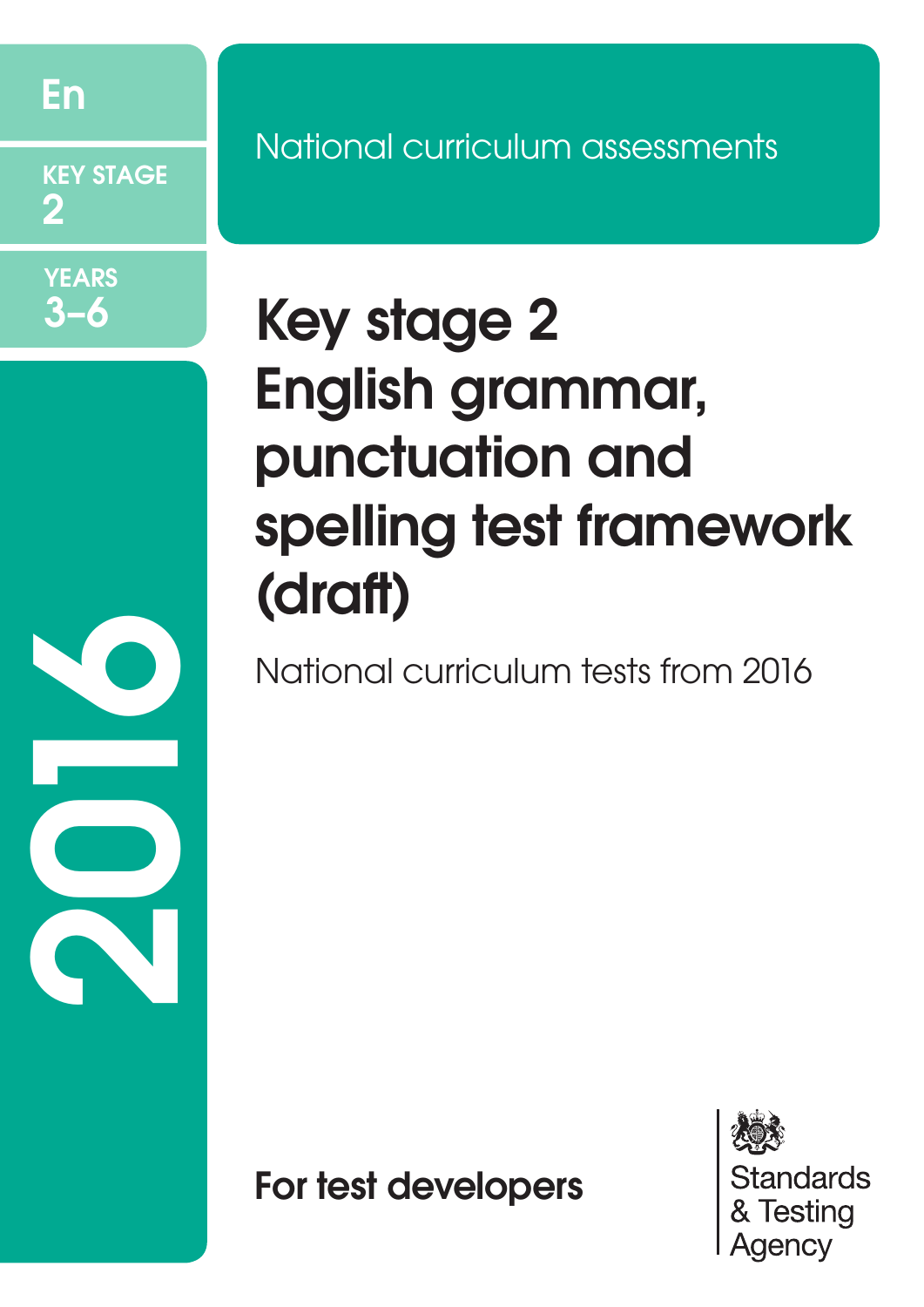En

KEY STAGE 2

YEARS 3–6

2016

National curriculum assessments

# Key stage 2 English grammar, punctuation and spelling test framework (draft)

National curriculum tests from 2016

**For test developers**

Standards & Testing Agency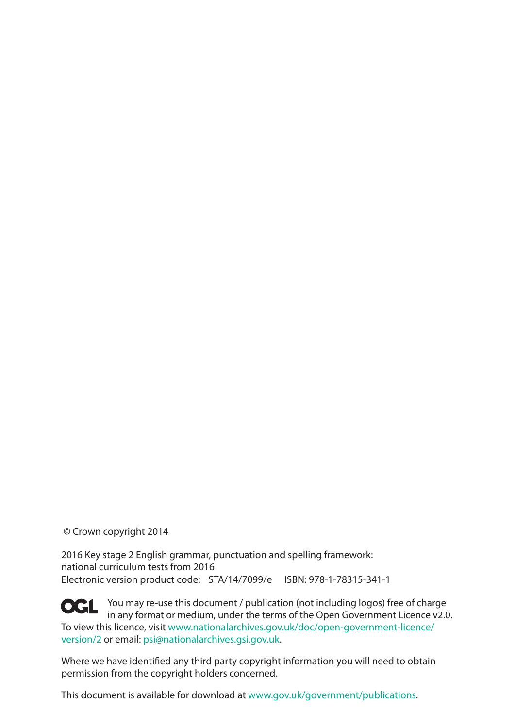© Crown copyright 2014

2016 Key stage 2 English grammar, punctuation and spelling framework:
national curriculum tests from 2016
Electronic version product code: STA/14/7099/e ISBN: 978-1-78315-341-1

OGL You may re-use this document / publication (not including logos) free of charge in any format or medium, under the terms of the Open Government Licence v2.0. To view this licence, visit www.nationalarchives.gov.uk/doc/open-government-licence/version/2 or email: psi@nationalarchives.gsi.gov.uk.

Where we have identified any third party copyright information you will need to obtain permission from the copyright holders concerned.

This document is available for download at www.gov.uk/government/publications.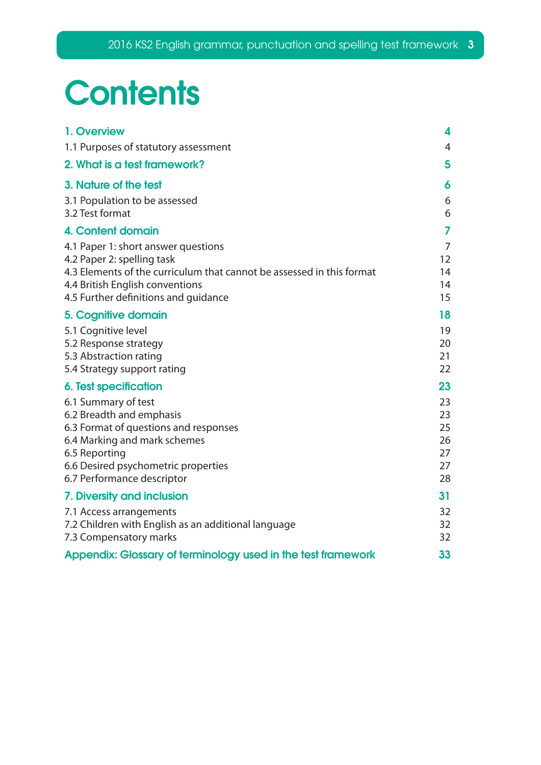# Contents

| | |
|---|---|
| **1. Overview** | **4** |
| 1.1 Purposes of statutory assessment | 4 |
| **2. What is a test framework?** | **5** |
| **3. Nature of the test** | **6** |
| 3.1 Population to be assessed | 6 |
| 3.2 Test format | 6 |
| **4. Content domain** | **7** |
| 4.1 Paper 1: short answer questions | 7 |
| 4.2 Paper 2: spelling task | 12 |
| 4.3 Elements of the curriculum that cannot be assessed in this format | 14 |
| 4.4 British English conventions | 14 |
| 4.5 Further definitions and guidance | 15 |
| **5. Cognitive domain** | **18** |
| 5.1 Cognitive level | 19 |
| 5.2 Response strategy | 20 |
| 5.3 Abstraction rating | 21 |
| 5.4 Strategy support rating | 22 |
| **6. Test specification** | **23** |
| 6.1 Summary of test | 23 |
| 6.2 Breadth and emphasis | 23 |
| 6.3 Format of questions and responses | 25 |
| 6.4 Marking and mark schemes | 26 |
| 6.5 Reporting | 27 |
| 6.6 Desired psychometric properties | 27 |
| 6.7 Performance descriptor | 28 |
| **7. Diversity and inclusion** | **31** |
| 7.1 Access arrangements | 32 |
| 7.2 Children with English as an additional language | 32 |
| 7.3 Compensatory marks | 32 |
| **Appendix: Glossary of terminology used in the test framework** | **33** |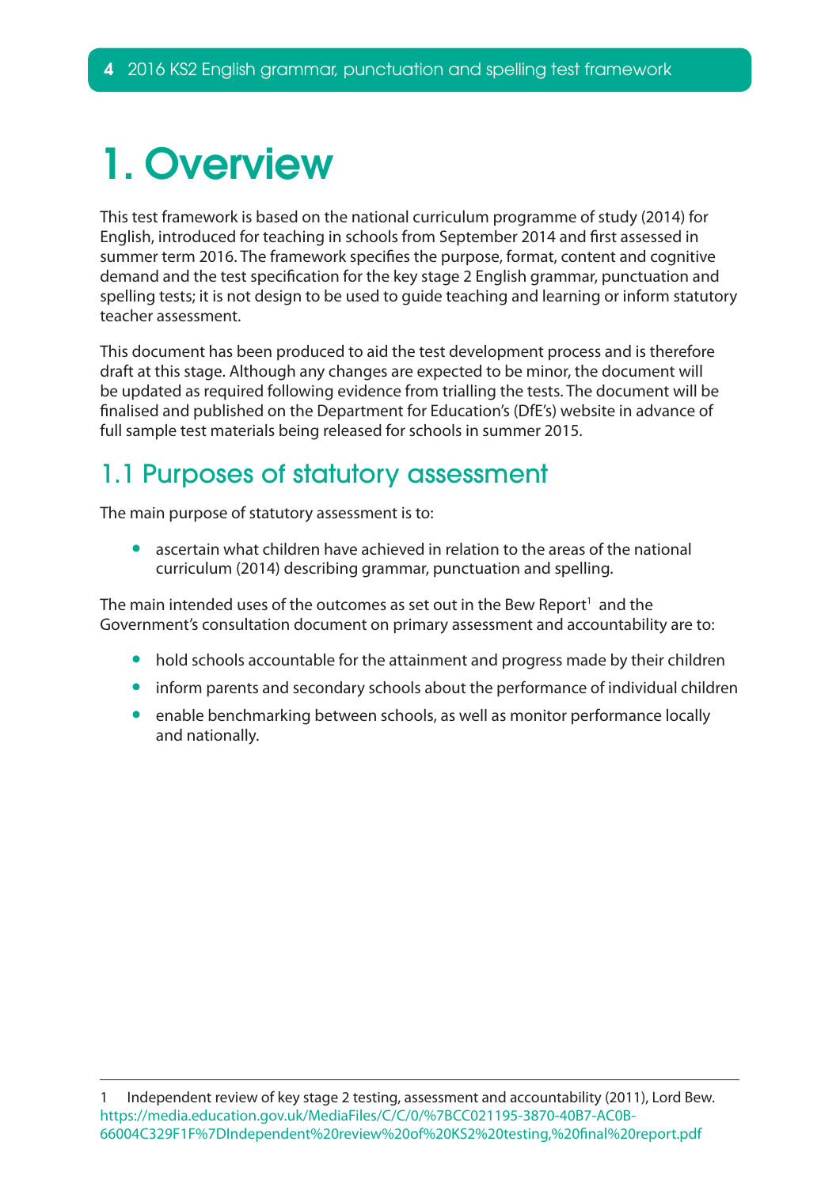# 1. Overview

This test framework is based on the national curriculum programme of study (2014) for English, introduced for teaching in schools from September 2014 and first assessed in summer term 2016. The framework specifies the purpose, format, content and cognitive demand and the test specification for the key stage 2 English grammar, punctuation and spelling tests; it is not design to be used to guide teaching and learning or inform statutory teacher assessment.

This document has been produced to aid the test development process and is therefore draft at this stage. Although any changes are expected to be minor, the document will be updated as required following evidence from trialling the tests. The document will be finalised and published on the Department for Education's (DfE's) website in advance of full sample test materials being released for schools in summer 2015.

## 1.1 Purposes of statutory assessment

The main purpose of statutory assessment is to:

- ascertain what children have achieved in relation to the areas of the national curriculum (2014) describing grammar, punctuation and spelling.

The main intended uses of the outcomes as set out in the Bew Report[1] and the Government's consultation document on primary assessment and accountability are to:

- hold schools accountable for the attainment and progress made by their children
- inform parents and secondary schools about the performance of individual children
- enable benchmarking between schools, as well as monitor performance locally and nationally.

---

1 Independent review of key stage 2 testing, assessment and accountability (2011), Lord Bew. https://media.education.gov.uk/MediaFiles/C/C/0/%7BCC021195-3870-40B7-AC0B-66004C329F1F%7DIndependent%20review%20of%20KS2%20testing,%20final%20report.pdf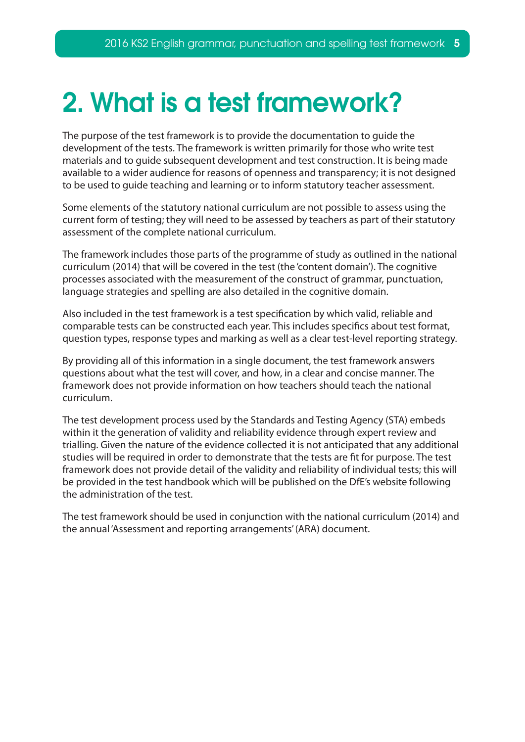# 2. What is a test framework?

The purpose of the test framework is to provide the documentation to guide the development of the tests. The framework is written primarily for those who write test materials and to guide subsequent development and test construction. It is being made available to a wider audience for reasons of openness and transparency; it is not designed to be used to guide teaching and learning or to inform statutory teacher assessment.

Some elements of the statutory national curriculum are not possible to assess using the current form of testing; they will need to be assessed by teachers as part of their statutory assessment of the complete national curriculum.

The framework includes those parts of the programme of study as outlined in the national curriculum (2014) that will be covered in the test (the 'content domain'). The cognitive processes associated with the measurement of the construct of grammar, punctuation, language strategies and spelling are also detailed in the cognitive domain.

Also included in the test framework is a test specification by which valid, reliable and comparable tests can be constructed each year. This includes specifics about test format, question types, response types and marking as well as a clear test-level reporting strategy.

By providing all of this information in a single document, the test framework answers questions about what the test will cover, and how, in a clear and concise manner. The framework does not provide information on how teachers should teach the national curriculum.

The test development process used by the Standards and Testing Agency (STA) embeds within it the generation of validity and reliability evidence through expert review and trialling. Given the nature of the evidence collected it is not anticipated that any additional studies will be required in order to demonstrate that the tests are fit for purpose. The test framework does not provide detail of the validity and reliability of individual tests; this will be provided in the test handbook which will be published on the DfE's website following the administration of the test.

The test framework should be used in conjunction with the national curriculum (2014) and the annual 'Assessment and reporting arrangements' (ARA) document.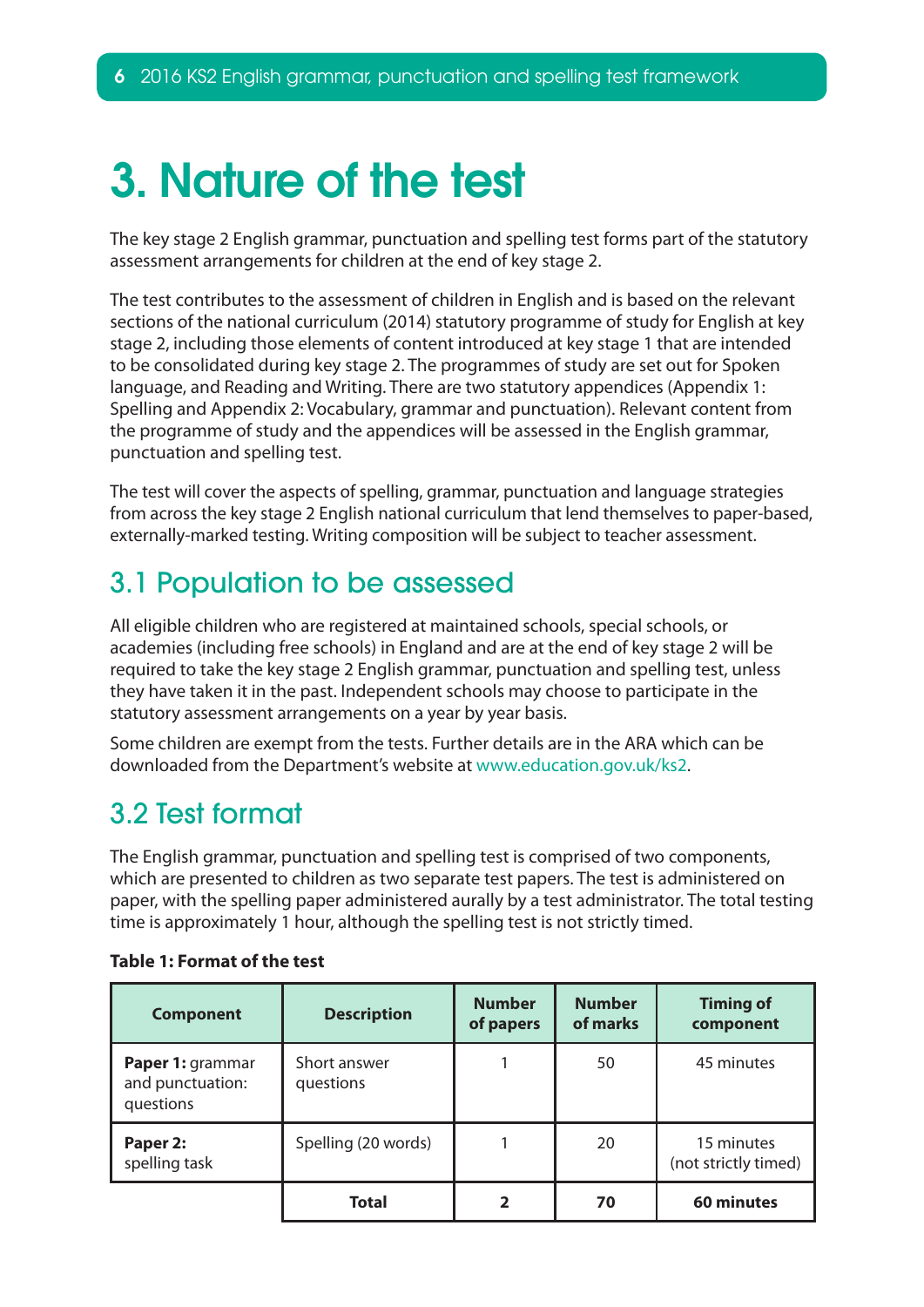# 3. Nature of the test

The key stage 2 English grammar, punctuation and spelling test forms part of the statutory assessment arrangements for children at the end of key stage 2.

The test contributes to the assessment of children in English and is based on the relevant sections of the national curriculum (2014) statutory programme of study for English at key stage 2, including those elements of content introduced at key stage 1 that are intended to be consolidated during key stage 2. The programmes of study are set out for Spoken language, and Reading and Writing. There are two statutory appendices (Appendix 1: Spelling and Appendix 2: Vocabulary, grammar and punctuation). Relevant content from the programme of study and the appendices will be assessed in the English grammar, punctuation and spelling test.

The test will cover the aspects of spelling, grammar, punctuation and language strategies from across the key stage 2 English national curriculum that lend themselves to paper-based, externally-marked testing. Writing composition will be subject to teacher assessment.

## 3.1 Population to be assessed

All eligible children who are registered at maintained schools, special schools, or academies (including free schools) in England and are at the end of key stage 2 will be required to take the key stage 2 English grammar, punctuation and spelling test, unless they have taken it in the past. Independent schools may choose to participate in the statutory assessment arrangements on a year by year basis.

Some children are exempt from the tests. Further details are in the ARA which can be downloaded from the Department's website at www.education.gov.uk/ks2.

## 3.2 Test format

The English grammar, punctuation and spelling test is comprised of two components, which are presented to children as two separate test papers. The test is administered on paper, with the spelling paper administered aurally by a test administrator. The total testing time is approximately 1 hour, although the spelling test is not strictly timed.

**Table 1: Format of the test**

| Component | Description | Number of papers | Number of marks | Timing of component |
|---|---|---|---|---|
| **Paper 1:** grammar and punctuation: questions | Short answer questions | 1 | 50 | 45 minutes |
| **Paper 2:** spelling task | Spelling (20 words) | 1 | 20 | 15 minutes (not strictly timed) |
| | **Total** | **2** | **70** | **60 minutes** |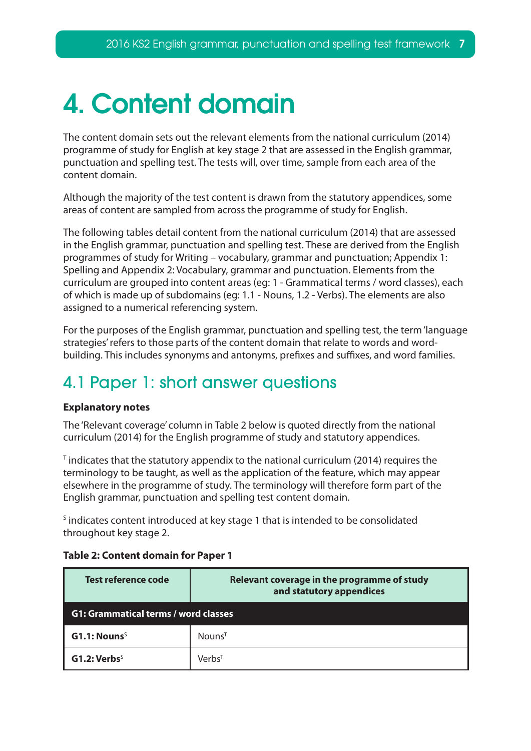# 4. Content domain

The content domain sets out the relevant elements from the national curriculum (2014) programme of study for English at key stage 2 that are assessed in the English grammar, punctuation and spelling test. The tests will, over time, sample from each area of the content domain.

Although the majority of the test content is drawn from the statutory appendices, some areas of content are sampled from across the programme of study for English.

The following tables detail content from the national curriculum (2014) that are assessed in the English grammar, punctuation and spelling test. These are derived from the English programmes of study for Writing – vocabulary, grammar and punctuation; Appendix 1: Spelling and Appendix 2: Vocabulary, grammar and punctuation. Elements from the curriculum are grouped into content areas (eg: 1 - Grammatical terms / word classes), each of which is made up of subdomains (eg: 1.1 - Nouns, 1.2 - Verbs). The elements are also assigned to a numerical referencing system.

For the purposes of the English grammar, punctuation and spelling test, the term 'language strategies' refers to those parts of the content domain that relate to words and word-building. This includes synonyms and antonyms, prefixes and suffixes, and word families.

## 4.1 Paper 1: short answer questions

**Explanatory notes**

The 'Relevant coverage' column in Table 2 below is quoted directly from the national curriculum (2014) for the English programme of study and statutory appendices.

[T] indicates that the statutory appendix to the national curriculum (2014) requires the terminology to be taught, as well as the application of the feature, which may appear elsewhere in the programme of study. The terminology will therefore form part of the English grammar, punctuation and spelling test content domain.

[S] indicates content introduced at key stage 1 that is intended to be consolidated throughout key stage 2.

**Table 2: Content domain for Paper 1**

| Test reference code | Relevant coverage in the programme of study and statutory appendices |
|---|---|
| **G1: Grammatical terms / word classes** | |
| **G1.1: Nouns**[S] | Nouns[T] |
| **G1.2: Verbs**[S] | Verbs[T] |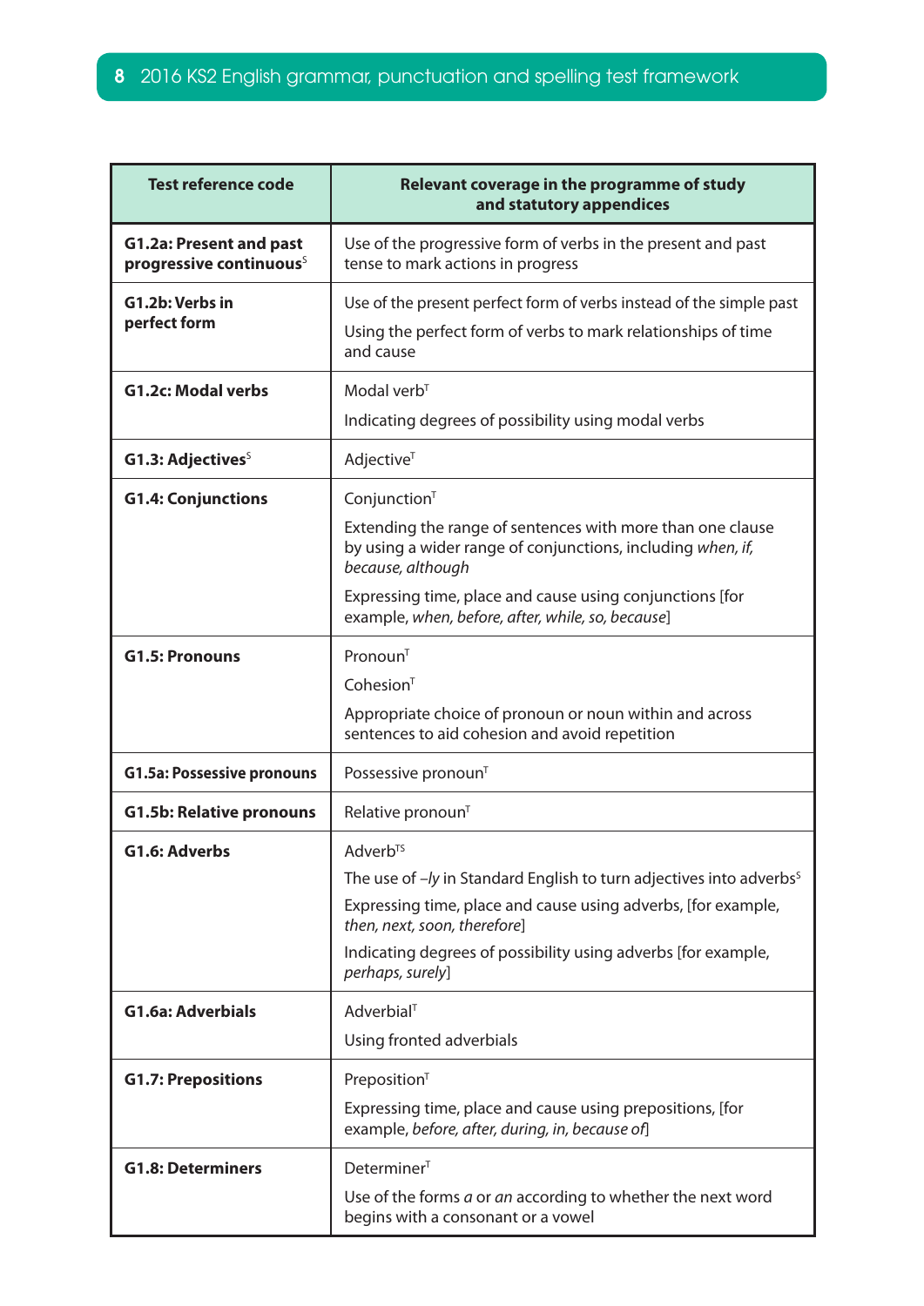| Test reference code | Relevant coverage in the programme of study and statutory appendices |
|---|---|
| **G1.2a: Present and past progressive continuous**[S] | Use of the progressive form of verbs in the present and past tense to mark actions in progress |
| **G1.2b: Verbs in perfect form** | Use of the present perfect form of verbs instead of the simple past<br>Using the perfect form of verbs to mark relationships of time and cause |
| **G1.2c: Modal verbs** | Modal verb[T]<br>Indicating degrees of possibility using modal verbs |
| **G1.3: Adjectives**[S] | Adjective[T] |
| **G1.4: Conjunctions** | Conjunction[T]<br>Extending the range of sentences with more than one clause by using a wider range of conjunctions, including *when, if, because, although*<br>Expressing time, place and cause using conjunctions [for example, *when, before, after, while, so, because*] |
| **G1.5: Pronouns** | Pronoun[T]<br>Cohesion[T]<br>Appropriate choice of pronoun or noun within and across sentences to aid cohesion and avoid repetition |
| **G1.5a: Possessive pronouns** | Possessive pronoun[T] |
| **G1.5b: Relative pronouns** | Relative pronoun[T] |
| **G1.6: Adverbs** | Adverb[TS]<br>The use of *–ly* in Standard English to turn adjectives into adverbs[S]<br>Expressing time, place and cause using adverbs, [for example, *then, next, soon, therefore*]<br>Indicating degrees of possibility using adverbs [for example, *perhaps, surely*] |
| **G1.6a: Adverbials** | Adverbial[T]<br>Using fronted adverbials |
| **G1.7: Prepositions** | Preposition[T]<br>Expressing time, place and cause using prepositions, [for example, *before, after, during, in, because of*] |
| **G1.8: Determiners** | Determiner[T]<br>Use of the forms *a* or *an* according to whether the next word begins with a consonant or a vowel |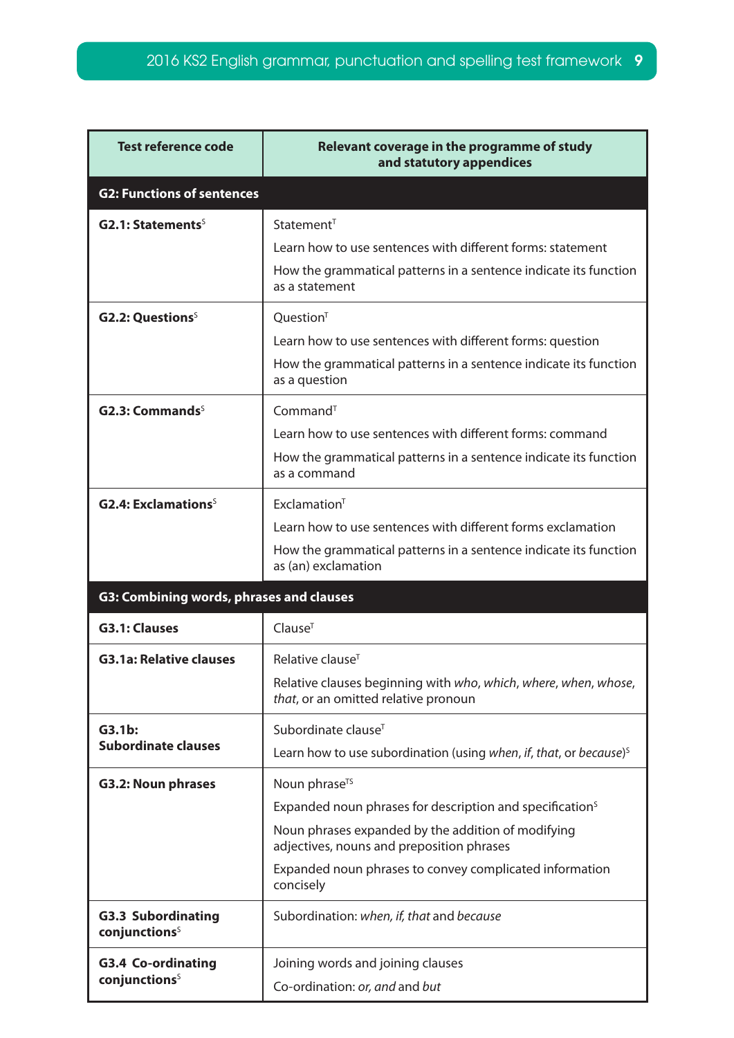| Test reference code | Relevant coverage in the programme of study and statutory appendices |
|---|---|
| **G2: Functions of sentences** | |
| **G2.1: Statements**[S] | Statement[T]<br>Learn how to use sentences with different forms: statement<br>How the grammatical patterns in a sentence indicate its function as a statement |
| **G2.2: Questions**[S] | Question[T]<br>Learn how to use sentences with different forms: question<br>How the grammatical patterns in a sentence indicate its function as a question |
| **G2.3: Commands**[S] | Command[T]<br>Learn how to use sentences with different forms: command<br>How the grammatical patterns in a sentence indicate its function as a command |
| **G2.4: Exclamations**[S] | Exclamation[T]<br>Learn how to use sentences with different forms exclamation<br>How the grammatical patterns in a sentence indicate its function as (an) exclamation |
| **G3: Combining words, phrases and clauses** | |
| **G3.1: Clauses** | Clause[T] |
| **G3.1a: Relative clauses** | Relative clause[T]<br>Relative clauses beginning with *who*, *which*, *where*, *when*, *whose*, *that*, or an omitted relative pronoun |
| **G3.1b: Subordinate clauses** | Subordinate clause[T]<br>Learn how to use subordination (using *when*, *if*, *that*, or *because*)[S] |
| **G3.2: Noun phrases** | Noun phrase[TS]<br>Expanded noun phrases for description and specification[S]<br>Noun phrases expanded by the addition of modifying adjectives, nouns and preposition phrases<br>Expanded noun phrases to convey complicated information concisely |
| **G3.3 Subordinating conjunctions**[S] | Subordination: *when, if, that* and *because* |
| **G3.4 Co-ordinating conjunctions**[S] | Joining words and joining clauses<br>Co-ordination: *or, and* and *but* |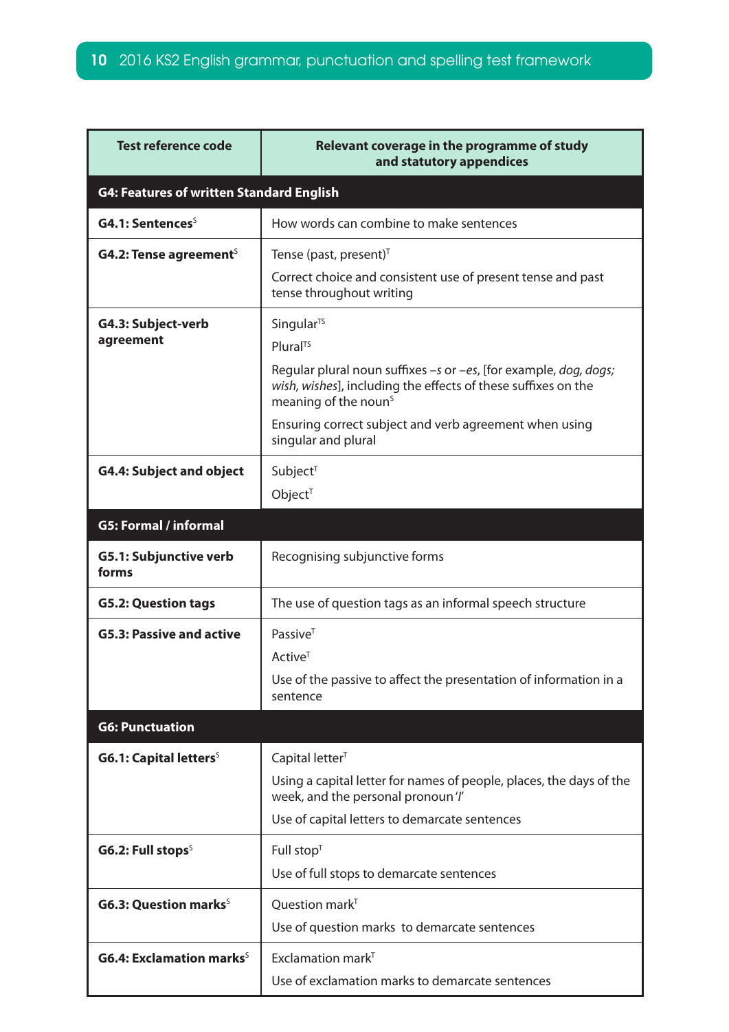| Test reference code | Relevant coverage in the programme of study and statutory appendices |
|---|---|
| **G4: Features of written Standard English** | |
| **G4.1: Sentences**[S] | How words can combine to make sentences |
| **G4.2: Tense agreement**[S] | Tense (past, present)[T]<br>Correct choice and consistent use of present tense and past tense throughout writing |
| **G4.3: Subject-verb agreement** | Singular[TS]<br>Plural[TS]<br>Regular plural noun suffixes –*s* or –*es*, [for example, *dog, dogs; wish, wishes*], including the effects of these suffixes on the meaning of the noun[S]<br>Ensuring correct subject and verb agreement when using singular and plural |
| **G4.4: Subject and object** | Subject[T]<br>Object[T] |
| **G5: Formal / informal** | |
| **G5.1: Subjunctive verb forms** | Recognising subjunctive forms |
| **G5.2: Question tags** | The use of question tags as an informal speech structure |
| **G5.3: Passive and active** | Passive[T]<br>Active[T]<br>Use of the passive to affect the presentation of information in a sentence |
| **G6: Punctuation** | |
| **G6.1: Capital letters**[S] | Capital letter[T]<br>Using a capital letter for names of people, places, the days of the week, and the personal pronoun '*I*'<br>Use of capital letters to demarcate sentences |
| **G6.2: Full stops**[S] | Full stop[T]<br>Use of full stops to demarcate sentences |
| **G6.3: Question marks**[S] | Question mark[T]<br>Use of question marks to demarcate sentences |
| **G6.4: Exclamation marks**[S] | Exclamation mark[T]<br>Use of exclamation marks to demarcate sentences |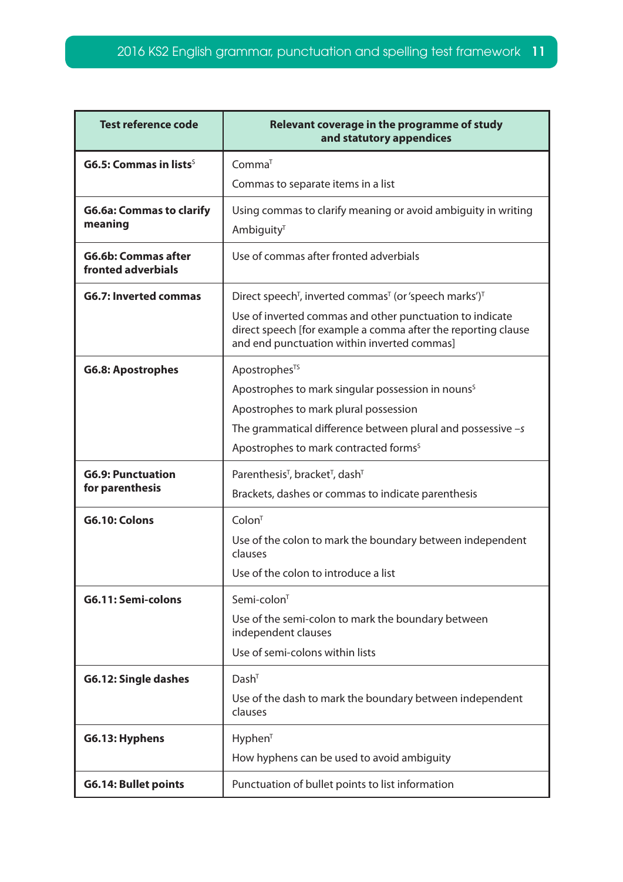| Test reference code | Relevant coverage in the programme of study and statutory appendices |
|---|---|
| **G6.5: Commas in lists**[S] | Comma[T]<br>Commas to separate items in a list |
| **G6.6a: Commas to clarify meaning** | Using commas to clarify meaning or avoid ambiguity in writing<br>Ambiguity[T] |
| **G6.6b: Commas after fronted adverbials** | Use of commas after fronted adverbials |
| **G6.7: Inverted commas** | Direct speech[T], inverted commas[T] (or 'speech marks')[T]<br>Use of inverted commas and other punctuation to indicate direct speech [for example a comma after the reporting clause and end punctuation within inverted commas] |
| **G6.8: Apostrophes** | Apostrophes[TS]<br>Apostrophes to mark singular possession in nouns[S]<br>Apostrophes to mark plural possession<br>The grammatical difference between plural and possessive *–s*<br>Apostrophes to mark contracted forms[S] |
| **G6.9: Punctuation for parenthesis** | Parenthesis[T], bracket[T], dash[T]<br>Brackets, dashes or commas to indicate parenthesis |
| **G6.10: Colons** | Colon[T]<br>Use of the colon to mark the boundary between independent clauses<br>Use of the colon to introduce a list |
| **G6.11: Semi-colons** | Semi-colon[T]<br>Use of the semi-colon to mark the boundary between independent clauses<br>Use of semi-colons within lists |
| **G6.12: Single dashes** | Dash[T]<br>Use of the dash to mark the boundary between independent clauses |
| **G6.13: Hyphens** | Hyphen[T]<br>How hyphens can be used to avoid ambiguity |
| **G6.14: Bullet points** | Punctuation of bullet points to list information |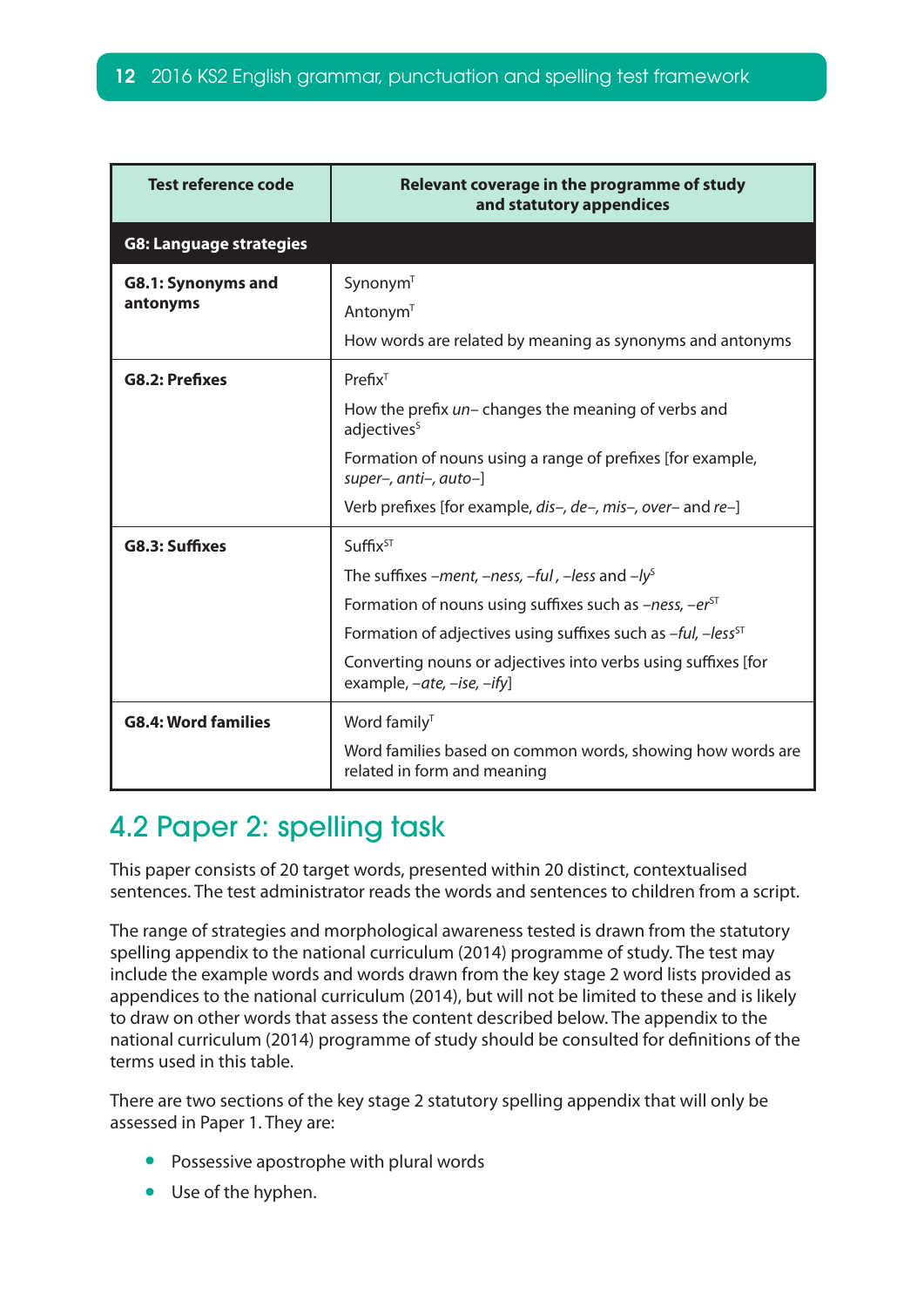| Test reference code | Relevant coverage in the programme of study and statutory appendices |
|---|---|
| **G8: Language strategies** | |
| **G8.1: Synonyms and antonyms** | Synonym[T]<br>Antonym[T]<br>How words are related by meaning as synonyms and antonyms |
| **G8.2: Prefixes** | Prefix[T]<br>How the prefix *un–* changes the meaning of verbs and adjectives[S]<br>Formation of nouns using a range of prefixes [for example, *super–, anti–, auto–*]<br>Verb prefixes [for example, *dis–, de–, mis–, over–* and *re–*] |
| **G8.3: Suffixes** | Suffix[ST]<br>The suffixes *–ment, –ness, –ful* , *–less* and *–ly*[S]<br>Formation of nouns using suffixes such as *–ness, –er*[ST]<br>Formation of adjectives using suffixes such as *–ful, –less*[ST]<br>Converting nouns or adjectives into verbs using suffixes [for example, *–ate, –ise, –ify*] |
| **G8.4: Word families** | Word family[T]<br>Word families based on common words, showing how words are related in form and meaning |

## 4.2 Paper 2: spelling task

This paper consists of 20 target words, presented within 20 distinct, contextualised sentences. The test administrator reads the words and sentences to children from a script.

The range of strategies and morphological awareness tested is drawn from the statutory spelling appendix to the national curriculum (2014) programme of study. The test may include the example words and words drawn from the key stage 2 word lists provided as appendices to the national curriculum (2014), but will not be limited to these and is likely to draw on other words that assess the content described below. The appendix to the national curriculum (2014) programme of study should be consulted for definitions of the terms used in this table.

There are two sections of the key stage 2 statutory spelling appendix that will only be assessed in Paper 1. They are:

- Possessive apostrophe with plural words
- Use of the hyphen.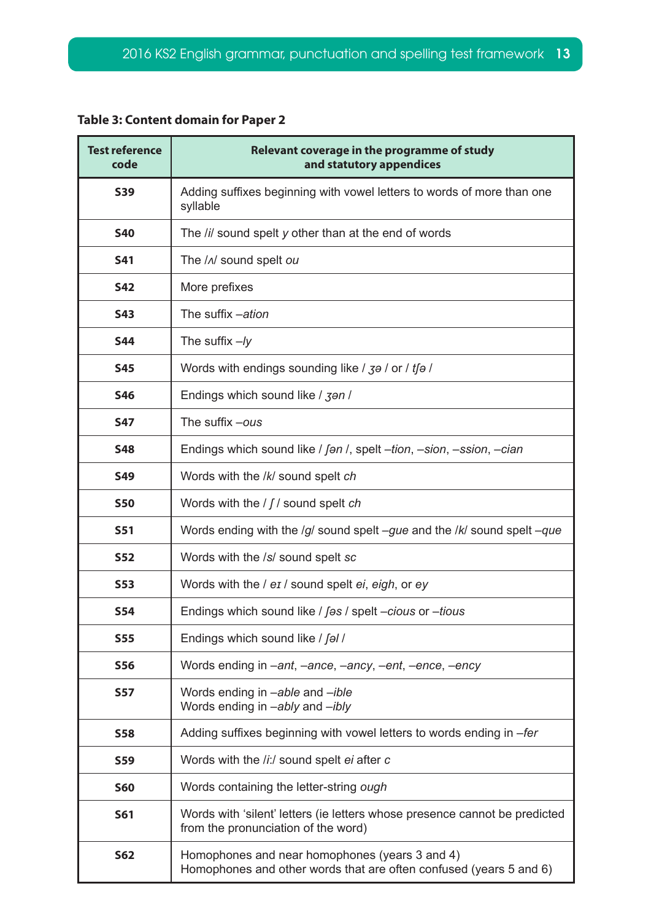**Table 3: Content domain for Paper 2**

| Test reference code | Relevant coverage in the programme of study and statutory appendices |
|---|---|
| **S39** | Adding suffixes beginning with vowel letters to words of more than one syllable |
| **S40** | The /ɪ/ sound spelt *y* other than at the end of words |
| **S41** | The /ʌ/ sound spelt *ou* |
| **S42** | More prefixes |
| **S43** | The suffix *–ation* |
| **S44** | The suffix *–ly* |
| **S45** | Words with endings sounding like / *ʒə* / or / *tʃə* / |
| **S46** | Endings which sound like / *ʒən* / |
| **S47** | The suffix *–ous* |
| **S48** | Endings which sound like / *ʃən* /, spelt *–tion*, *–sion*, *–ssion*, *–cian* |
| **S49** | Words with the /*k*/ sound spelt *ch* |
| **S50** | Words with the / *ʃ* / sound spelt *ch* |
| **S51** | Words ending with the /*g*/ sound spelt *–gue* and the /*k*/ sound spelt *–que* |
| **S52** | Words with the /*s*/ sound spelt *sc* |
| **S53** | Words with the / *eɪ* / sound spelt *ei*, *eigh*, or *ey* |
| **S54** | Endings which sound like / *ʃəs* / spelt *–cious* or *–tious* |
| **S55** | Endings which sound like / *ʃəl* / |
| **S56** | Words ending in *–ant*, *–ance*, *–ancy*, *–ent*, *–ence*, *–ency* |
| **S57** | Words ending in *–able* and *–ible*<br>Words ending in *–ably* and *–ibly* |
| **S58** | Adding suffixes beginning with vowel letters to words ending in *–fer* |
| **S59** | Words with the /*iː*/ sound spelt *ei* after *c* |
| **S60** | Words containing the letter-string *ough* |
| **S61** | Words with 'silent' letters (ie letters whose presence cannot be predicted from the pronunciation of the word) |
| **S62** | Homophones and near homophones (years 3 and 4)<br>Homophones and other words that are often confused (years 5 and 6) |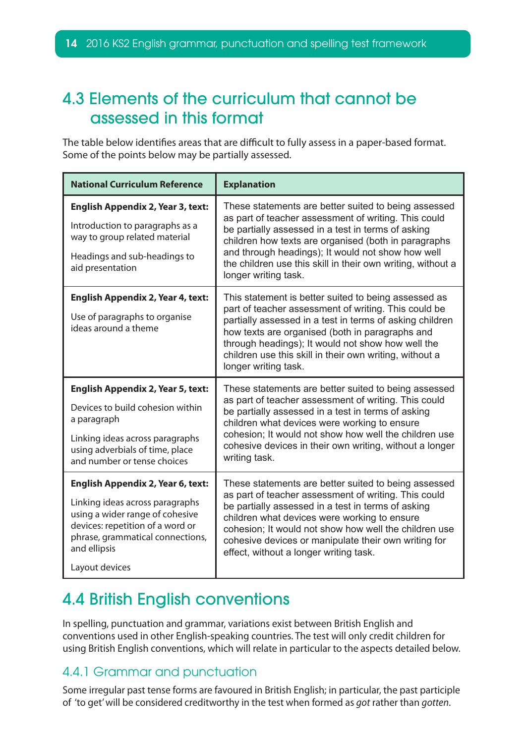## 4.3 Elements of the curriculum that cannot be assessed in this format

The table below identifies areas that are difficult to fully assess in a paper-based format. Some of the points below may be partially assessed.

| National Curriculum Reference | Explanation |
|---|---|
| **English Appendix 2, Year 3, text:**<br><br>Introduction to paragraphs as a way to group related material<br><br>Headings and sub-headings to aid presentation | These statements are better suited to being assessed as part of teacher assessment of writing. This could be partially assessed in a test in terms of asking children how texts are organised (both in paragraphs and through headings); It would not show how well the children use this skill in their own writing, without a longer writing task. |
| **English Appendix 2, Year 4, text:**<br><br>Use of paragraphs to organise ideas around a theme | This statement is better suited to being assessed as part of teacher assessment of writing. This could be partially assessed in a test in terms of asking children how texts are organised (both in paragraphs and through headings); It would not show how well the children use this skill in their own writing, without a longer writing task. |
| **English Appendix 2, Year 5, text:**<br><br>Devices to build cohesion within a paragraph<br><br>Linking ideas across paragraphs using adverbials of time, place and number or tense choices | These statements are better suited to being assessed as part of teacher assessment of writing. This could be partially assessed in a test in terms of asking children what devices were working to ensure cohesion; It would not show how well the children use cohesive devices in their own writing, without a longer writing task. |
| **English Appendix 2, Year 6, text:**<br><br>Linking ideas across paragraphs using a wider range of cohesive devices: repetition of a word or phrase, grammatical connections, and ellipsis<br><br>Layout devices | These statements are better suited to being assessed as part of teacher assessment of writing. This could be partially assessed in a test in terms of asking children what devices were working to ensure cohesion; It would not show how well the children use cohesive devices or manipulate their own writing for effect, without a longer writing task. |

## 4.4 British English conventions

In spelling, punctuation and grammar, variations exist between British English and conventions used in other English-speaking countries. The test will only credit children for using British English conventions, which will relate in particular to the aspects detailed below.

### 4.4.1 Grammar and punctuation

Some irregular past tense forms are favoured in British English; in particular, the past participle of 'to get' will be considered creditworthy in the test when formed as *got* rather than *gotten*.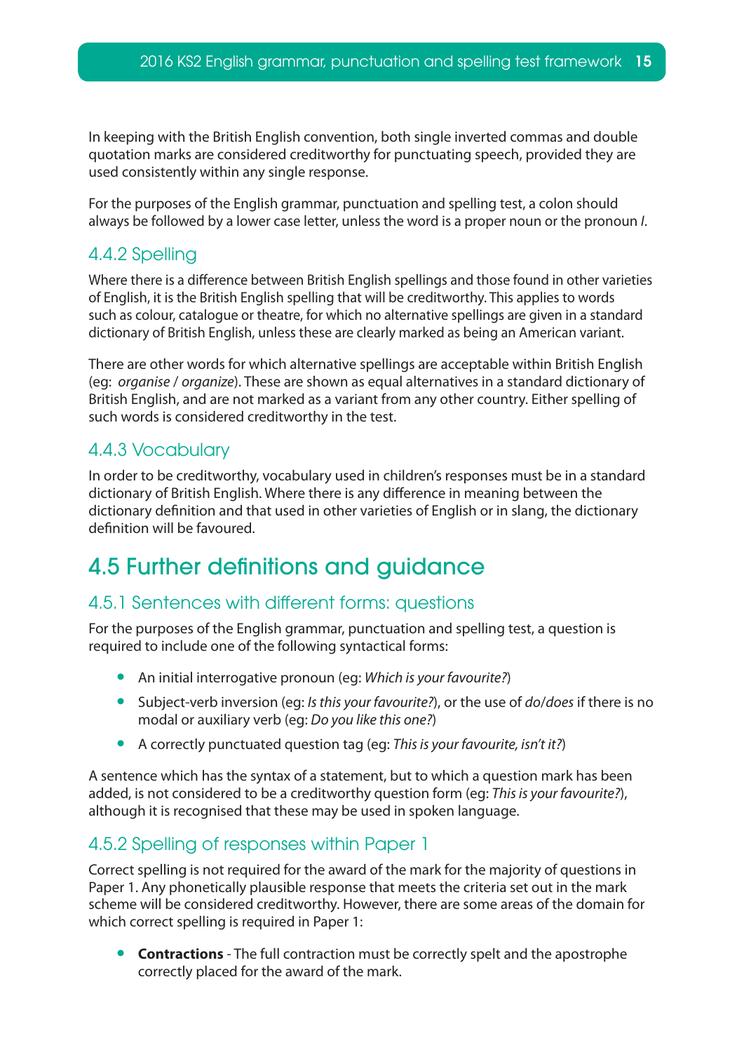In keeping with the British English convention, both single inverted commas and double quotation marks are considered creditworthy for punctuating speech, provided they are used consistently within any single response.

For the purposes of the English grammar, punctuation and spelling test, a colon should always be followed by a lower case letter, unless the word is a proper noun or the pronoun *I*.

### 4.4.2 Spelling

Where there is a difference between British English spellings and those found in other varieties of English, it is the British English spelling that will be creditworthy. This applies to words such as colour, catalogue or theatre, for which no alternative spellings are given in a standard dictionary of British English, unless these are clearly marked as being an American variant.

There are other words for which alternative spellings are acceptable within British English (eg: *organise* / *organize*). These are shown as equal alternatives in a standard dictionary of British English, and are not marked as a variant from any other country. Either spelling of such words is considered creditworthy in the test.

### 4.4.3 Vocabulary

In order to be creditworthy, vocabulary used in children's responses must be in a standard dictionary of British English. Where there is any difference in meaning between the dictionary definition and that used in other varieties of English or in slang, the dictionary definition will be favoured.

## 4.5 Further definitions and guidance

### 4.5.1 Sentences with different forms: questions

For the purposes of the English grammar, punctuation and spelling test, a question is required to include one of the following syntactical forms:

- An initial interrogative pronoun (eg: *Which is your favourite?*)
- Subject-verb inversion (eg: *Is this your favourite?*), or the use of *do/does* if there is no modal or auxiliary verb (eg: *Do you like this one?*)
- A correctly punctuated question tag (eg: *This is your favourite, isn't it?*)

A sentence which has the syntax of a statement, but to which a question mark has been added, is not considered to be a creditworthy question form (eg: *This is your favourite?*), although it is recognised that these may be used in spoken language.

### 4.5.2 Spelling of responses within Paper 1

Correct spelling is not required for the award of the mark for the majority of questions in Paper 1. Any phonetically plausible response that meets the criteria set out in the mark scheme will be considered creditworthy. However, there are some areas of the domain for which correct spelling is required in Paper 1:

- **Contractions** - The full contraction must be correctly spelt and the apostrophe correctly placed for the award of the mark.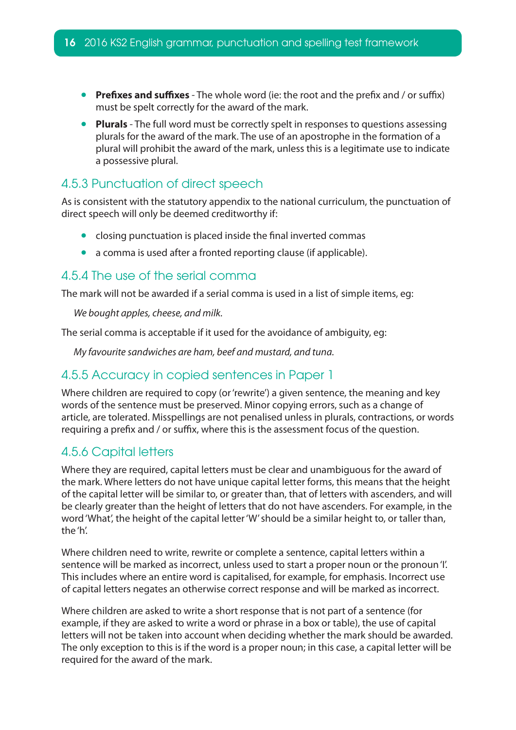- **Prefixes and suffixes** - The whole word (ie: the root and the prefix and / or suffix) must be spelt correctly for the award of the mark.
- **Plurals** - The full word must be correctly spelt in responses to questions assessing plurals for the award of the mark. The use of an apostrophe in the formation of a plural will prohibit the award of the mark, unless this is a legitimate use to indicate a possessive plural.

### 4.5.3 Punctuation of direct speech

As is consistent with the statutory appendix to the national curriculum, the punctuation of direct speech will only be deemed creditworthy if:

- closing punctuation is placed inside the final inverted commas
- a comma is used after a fronted reporting clause (if applicable).

### 4.5.4 The use of the serial comma

The mark will not be awarded if a serial comma is used in a list of simple items, eg:

*We bought apples, cheese, and milk.*

The serial comma is acceptable if it used for the avoidance of ambiguity, eg:

*My favourite sandwiches are ham, beef and mustard, and tuna.*

### 4.5.5 Accuracy in copied sentences in Paper 1

Where children are required to copy (or 'rewrite') a given sentence, the meaning and key words of the sentence must be preserved. Minor copying errors, such as a change of article, are tolerated. Misspellings are not penalised unless in plurals, contractions, or words requiring a prefix and / or suffix, where this is the assessment focus of the question.

### 4.5.6 Capital letters

Where they are required, capital letters must be clear and unambiguous for the award of the mark. Where letters do not have unique capital letter forms, this means that the height of the capital letter will be similar to, or greater than, that of letters with ascenders, and will be clearly greater than the height of letters that do not have ascenders. For example, in the word 'What', the height of the capital letter 'W' should be a similar height to, or taller than, the 'h'.

Where children need to write, rewrite or complete a sentence, capital letters within a sentence will be marked as incorrect, unless used to start a proper noun or the pronoun 'I'. This includes where an entire word is capitalised, for example, for emphasis. Incorrect use of capital letters negates an otherwise correct response and will be marked as incorrect.

Where children are asked to write a short response that is not part of a sentence (for example, if they are asked to write a word or phrase in a box or table), the use of capital letters will not be taken into account when deciding whether the mark should be awarded. The only exception to this is if the word is a proper noun; in this case, a capital letter will be required for the award of the mark.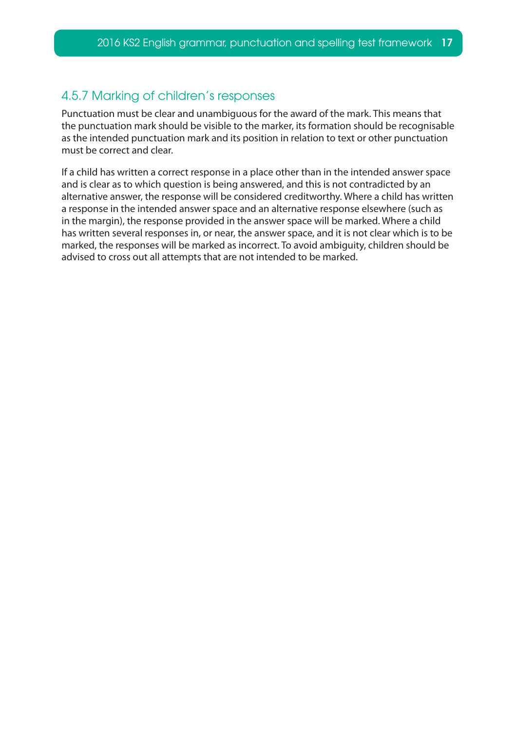### 4.5.7 Marking of children's responses

Punctuation must be clear and unambiguous for the award of the mark. This means that the punctuation mark should be visible to the marker, its formation should be recognisable as the intended punctuation mark and its position in relation to text or other punctuation must be correct and clear.

If a child has written a correct response in a place other than in the intended answer space and is clear as to which question is being answered, and this is not contradicted by an alternative answer, the response will be considered creditworthy. Where a child has written a response in the intended answer space and an alternative response elsewhere (such as in the margin), the response provided in the answer space will be marked. Where a child has written several responses in, or near, the answer space, and it is not clear which is to be marked, the responses will be marked as incorrect. To avoid ambiguity, children should be advised to cross out all attempts that are not intended to be marked.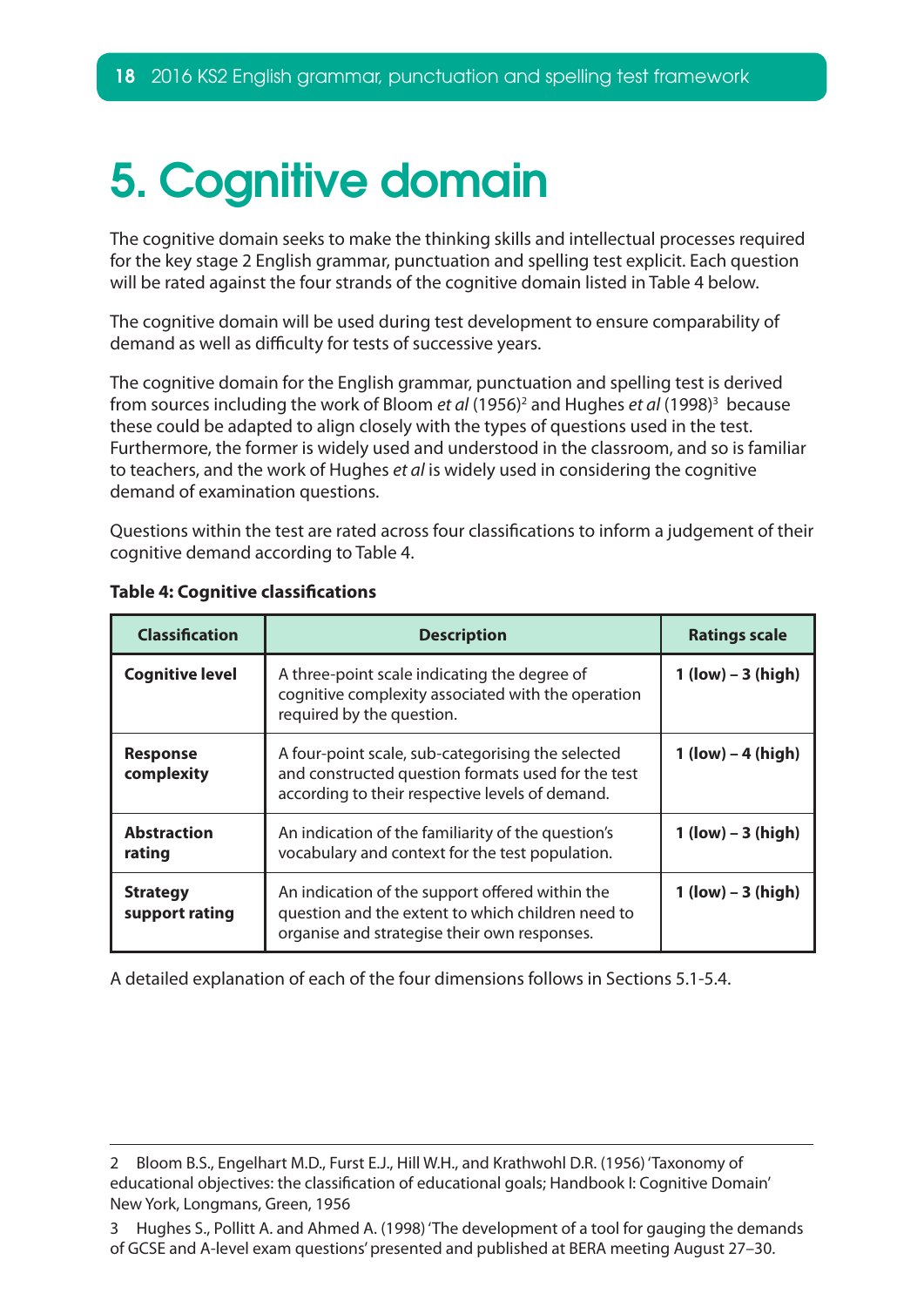# 5. Cognitive domain

The cognitive domain seeks to make the thinking skills and intellectual processes required for the key stage 2 English grammar, punctuation and spelling test explicit. Each question will be rated against the four strands of the cognitive domain listed in Table 4 below.

The cognitive domain will be used during test development to ensure comparability of demand as well as difficulty for tests of successive years.

The cognitive domain for the English grammar, punctuation and spelling test is derived from sources including the work of Bloom *et al* (1956)[2] and Hughes *et al* (1998)[3] because these could be adapted to align closely with the types of questions used in the test. Furthermore, the former is widely used and understood in the classroom, and so is familiar to teachers, and the work of Hughes *et al* is widely used in considering the cognitive demand of examination questions.

Questions within the test are rated across four classifications to inform a judgement of their cognitive demand according to Table 4.

**Table 4: Cognitive classifications**

| Classification | Description | Ratings scale |
|---|---|---|
| **Cognitive level** | A three-point scale indicating the degree of cognitive complexity associated with the operation required by the question. | **1 (low) – 3 (high)** |
| **Response complexity** | A four-point scale, sub-categorising the selected and constructed question formats used for the test according to their respective levels of demand. | **1 (low) – 4 (high)** |
| **Abstraction rating** | An indication of the familiarity of the question's vocabulary and context for the test population. | **1 (low) – 3 (high)** |
| **Strategy support rating** | An indication of the support offered within the question and the extent to which children need to organise and strategise their own responses. | **1 (low) – 3 (high)** |

A detailed explanation of each of the four dimensions follows in Sections 5.1-5.4.

---

2 Bloom B.S., Engelhart M.D., Furst E.J., Hill W.H., and Krathwohl D.R. (1956) 'Taxonomy of educational objectives: the classification of educational goals; Handbook I: Cognitive Domain' New York, Longmans, Green, 1956

3 Hughes S., Pollitt A. and Ahmed A. (1998) 'The development of a tool for gauging the demands of GCSE and A-level exam questions' presented and published at BERA meeting August 27–30.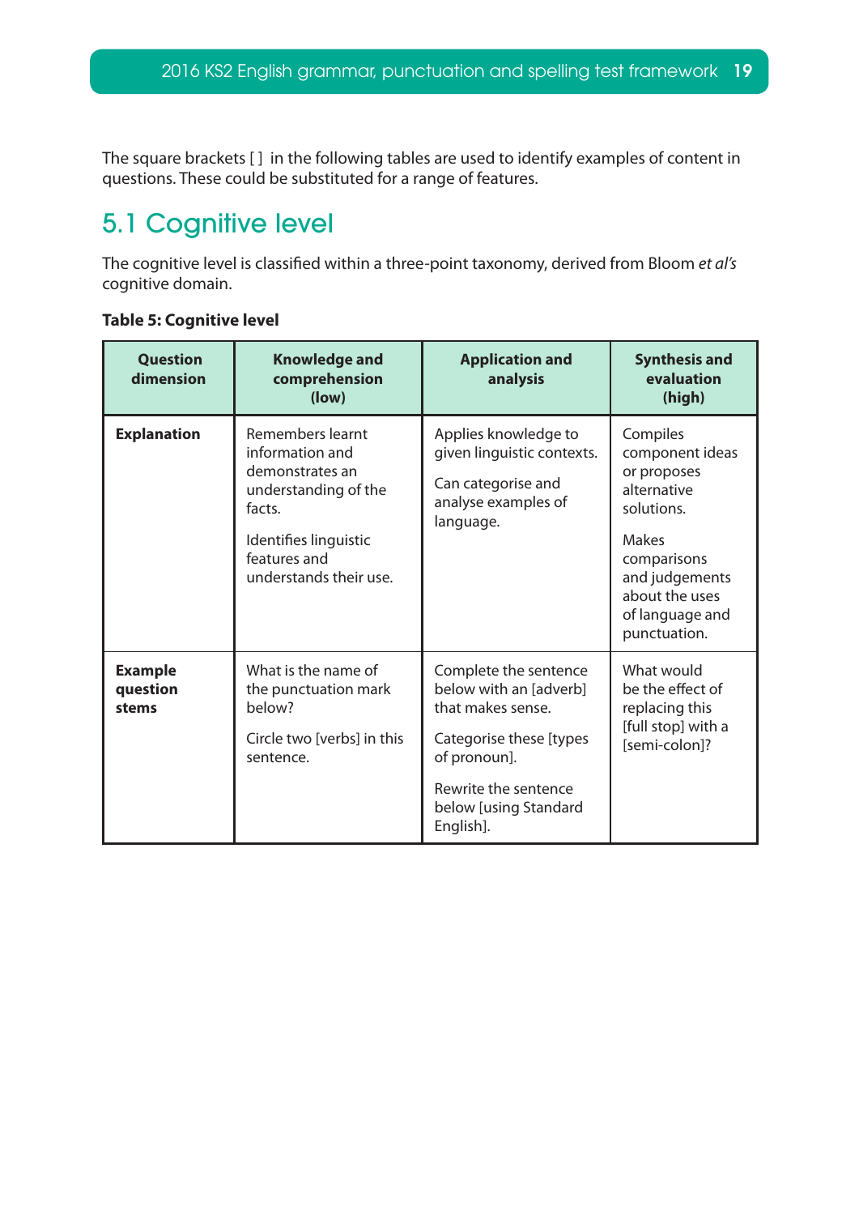The square brackets [ ] in the following tables are used to identify examples of content in questions. These could be substituted for a range of features.

## 5.1 Cognitive level

The cognitive level is classified within a three-point taxonomy, derived from Bloom *et al's* cognitive domain.

**Table 5: Cognitive level**

| Question dimension | Knowledge and comprehension (low) | Application and analysis | Synthesis and evaluation (high) |
|---|---|---|---|
| **Explanation** | Remembers learnt information and demonstrates an understanding of the facts.<br><br>Identifies linguistic features and understands their use. | Applies knowledge to given linguistic contexts.<br><br>Can categorise and analyse examples of language. | Compiles component ideas or proposes alternative solutions.<br><br>Makes comparisons and judgements about the uses of language and punctuation. |
| **Example question stems** | What is the name of the punctuation mark below?<br><br>Circle two [verbs] in this sentence. | Complete the sentence below with an [adverb] that makes sense.<br><br>Categorise these [types of pronoun].<br><br>Rewrite the sentence below [using Standard English]. | What would be the effect of replacing this [full stop] with a [semi-colon]? |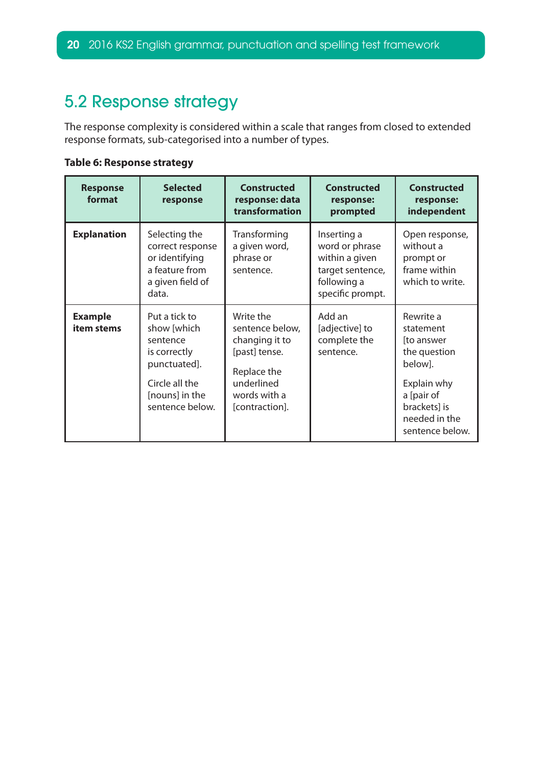## 5.2 Response strategy

The response complexity is considered within a scale that ranges from closed to extended response formats, sub-categorised into a number of types.

**Table 6: Response strategy**

| Response format | Selected response | Constructed response: data transformation | Constructed response: prompted | Constructed response: independent |
|---|---|---|---|---|
| **Explanation** | Selecting the correct response or identifying a feature from a given field of data. | Transforming a given word, phrase or sentence. | Inserting a word or phrase within a given target sentence, following a specific prompt. | Open response, without a prompt or frame within which to write. |
| **Example item stems** | Put a tick to show [which sentence is correctly punctuated].<br><br>Circle all the [nouns] in the sentence below. | Write the sentence below, changing it to [past] tense.<br><br>Replace the underlined words with a [contraction]. | Add an [adjective] to complete the sentence. | Rewrite a statement [to answer the question below].<br><br>Explain why a [pair of brackets] is needed in the sentence below. |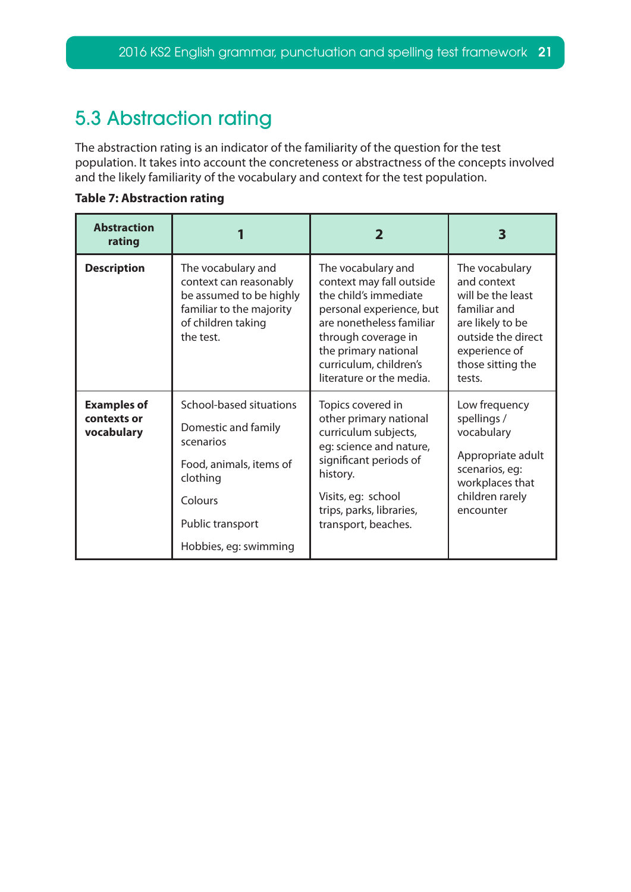## 5.3 Abstraction rating

The abstraction rating is an indicator of the familiarity of the question for the test population. It takes into account the concreteness or abstractness of the concepts involved and the likely familiarity of the vocabulary and context for the test population.

**Table 7: Abstraction rating**

| Abstraction rating | 1 | 2 | 3 |
|---|---|---|---|
| **Description** | The vocabulary and context can reasonably be assumed to be highly familiar to the majority of children taking the test. | The vocabulary and context may fall outside the child's immediate personal experience, but are nonetheless familiar through coverage in the primary national curriculum, children's literature or the media. | The vocabulary and context will be the least familiar and are likely to be outside the direct experience of those sitting the tests. |
| **Examples of contexts or vocabulary** | School-based situations<br><br>Domestic and family scenarios<br><br>Food, animals, items of clothing<br><br>Colours<br><br>Public transport<br><br>Hobbies, eg: swimming | Topics covered in other primary national curriculum subjects, eg: science and nature, significant periods of history.<br><br>Visits, eg: school trips, parks, libraries, transport, beaches. | Low frequency spellings / vocabulary<br><br>Appropriate adult scenarios, eg: workplaces that children rarely encounter |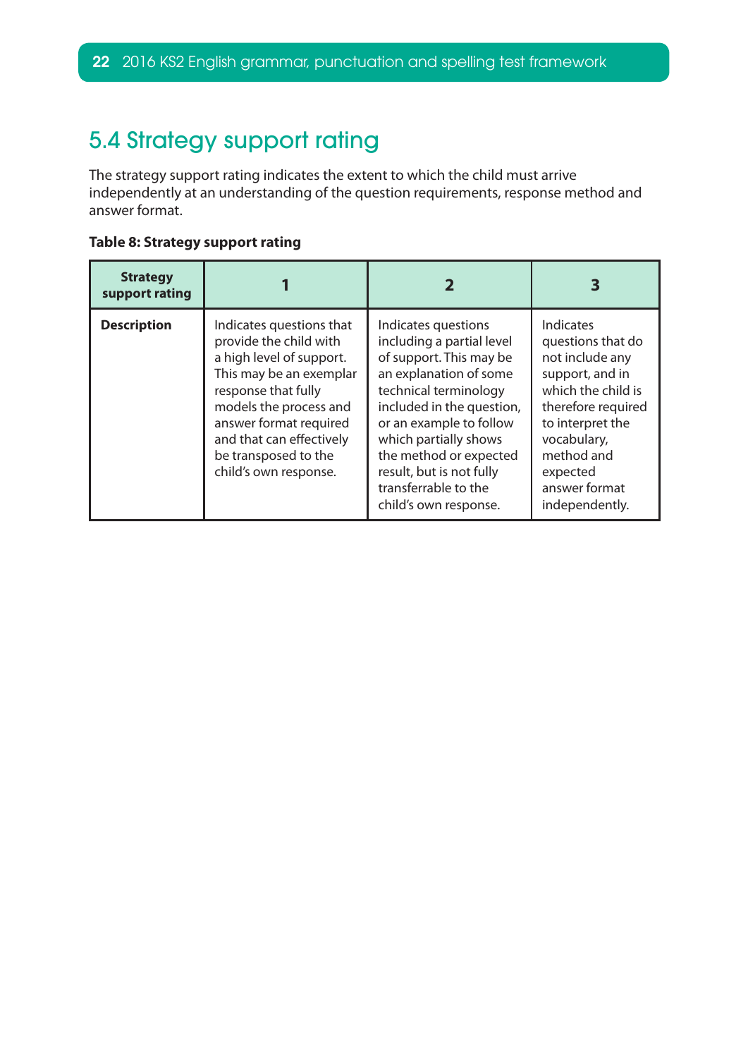## 5.4 Strategy support rating

The strategy support rating indicates the extent to which the child must arrive independently at an understanding of the question requirements, response method and answer format.

**Table 8: Strategy support rating**

| Strategy support rating | 1 | 2 | 3 |
|---|---|---|---|
| **Description** | Indicates questions that provide the child with a high level of support. This may be an exemplar response that fully models the process and answer format required and that can effectively be transposed to the child's own response. | Indicates questions including a partial level of support. This may be an explanation of some technical terminology included in the question, or an example to follow which partially shows the method or expected result, but is not fully transferrable to the child's own response. | Indicates questions that do not include any support, and in which the child is therefore required to interpret the vocabulary, method and expected answer format independently. |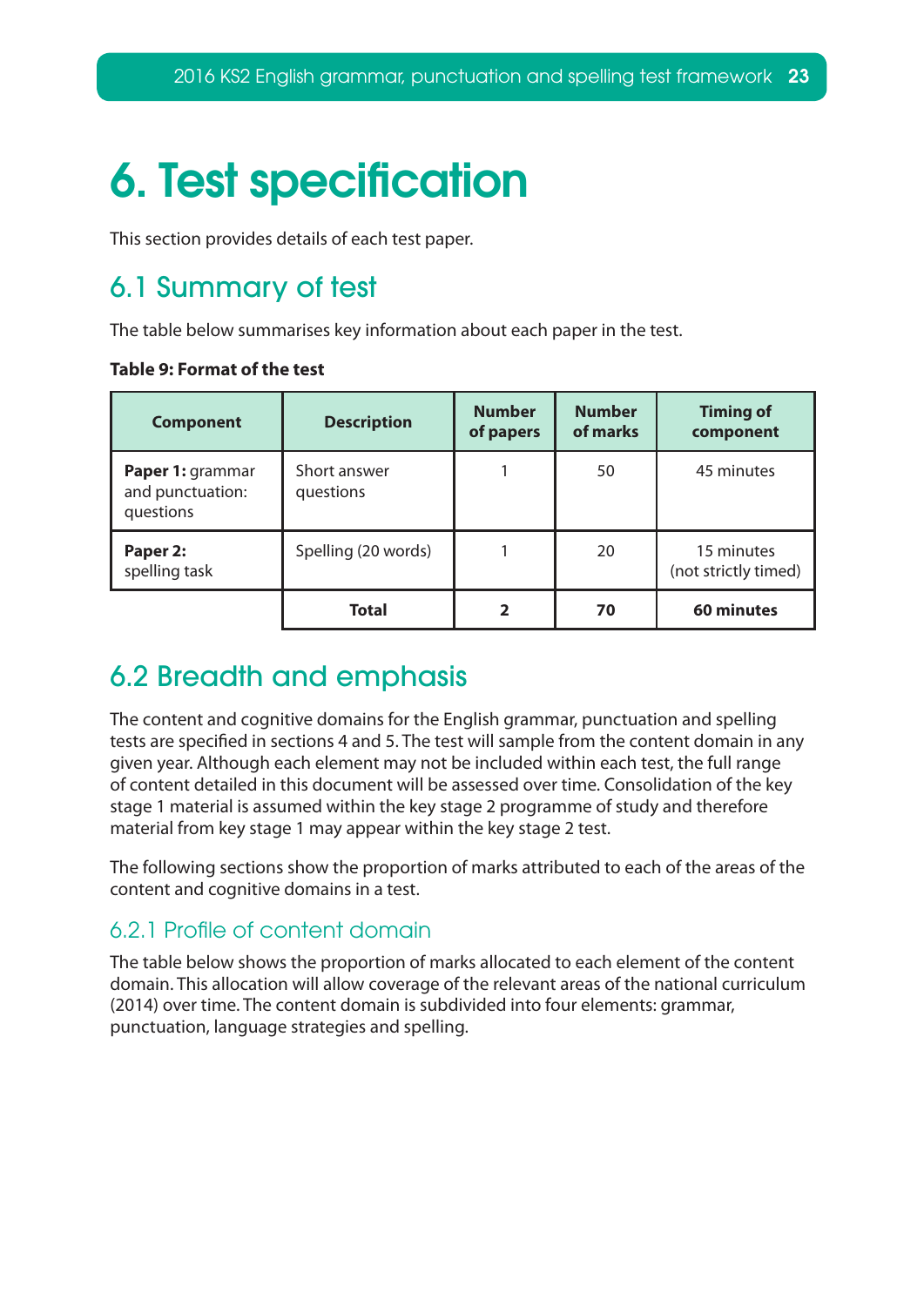# 6. Test specification

This section provides details of each test paper.

## 6.1 Summary of test

The table below summarises key information about each paper in the test.

**Table 9: Format of the test**

| Component | Description | Number of papers | Number of marks | Timing of component |
|---|---|---|---|---|
| **Paper 1:** grammar and punctuation: questions | Short answer questions | 1 | 50 | 45 minutes |
| **Paper 2:** spelling task | Spelling (20 words) | 1 | 20 | 15 minutes (not strictly timed) |
| | **Total** | **2** | **70** | **60 minutes** |

## 6.2 Breadth and emphasis

The content and cognitive domains for the English grammar, punctuation and spelling tests are specified in sections 4 and 5. The test will sample from the content domain in any given year. Although each element may not be included within each test, the full range of content detailed in this document will be assessed over time. Consolidation of the key stage 1 material is assumed within the key stage 2 programme of study and therefore material from key stage 1 may appear within the key stage 2 test.

The following sections show the proportion of marks attributed to each of the areas of the content and cognitive domains in a test.

### 6.2.1 Profile of content domain

The table below shows the proportion of marks allocated to each element of the content domain. This allocation will allow coverage of the relevant areas of the national curriculum (2014) over time. The content domain is subdivided into four elements: grammar, punctuation, language strategies and spelling.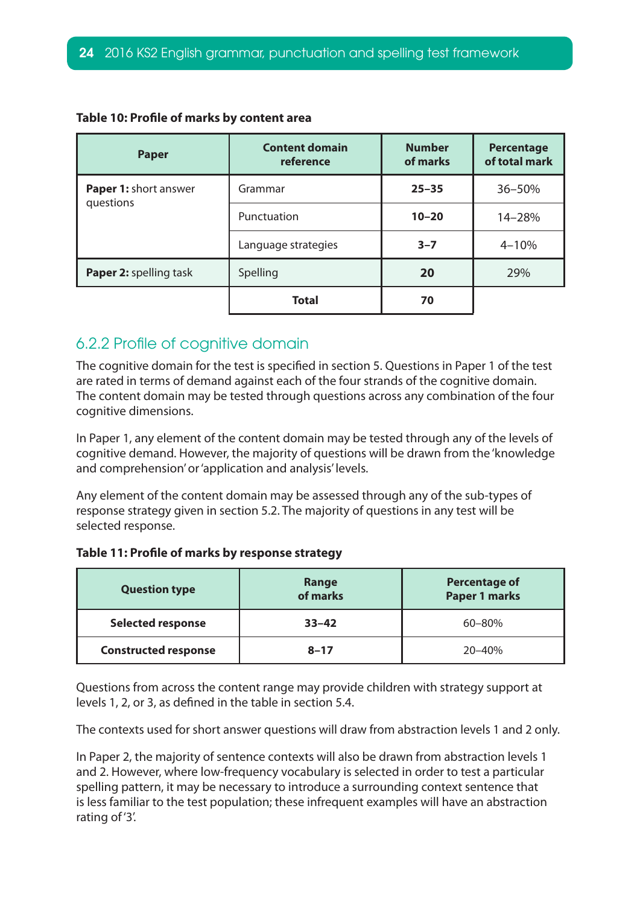**Table 10: Profile of marks by content area**

| Paper | Content domain reference | Number of marks | Percentage of total mark |
|---|---|---|---|
| **Paper 1:** short answer questions | Grammar | **25–35** | 36–50% |
| | Punctuation | **10–20** | 14–28% |
| | Language strategies | **3–7** | 4–10% |
| **Paper 2:** spelling task | Spelling | **20** | 29% |
| | **Total** | **70** | |

## 6.2.2 Profile of cognitive domain

The cognitive domain for the test is specified in section 5. Questions in Paper 1 of the test are rated in terms of demand against each of the four strands of the cognitive domain. The content domain may be tested through questions across any combination of the four cognitive dimensions.

In Paper 1, any element of the content domain may be tested through any of the levels of cognitive demand. However, the majority of questions will be drawn from the 'knowledge and comprehension' or 'application and analysis' levels.

Any element of the content domain may be assessed through any of the sub-types of response strategy given in section 5.2. The majority of questions in any test will be selected response.

**Table 11: Profile of marks by response strategy**

| Question type | Range of marks | Percentage of Paper 1 marks |
|---|---|---|
| **Selected response** | **33–42** | 60–80% |
| **Constructed response** | **8–17** | 20–40% |

Questions from across the content range may provide children with strategy support at levels 1, 2, or 3, as defined in the table in section 5.4.

The contexts used for short answer questions will draw from abstraction levels 1 and 2 only.

In Paper 2, the majority of sentence contexts will also be drawn from abstraction levels 1 and 2. However, where low-frequency vocabulary is selected in order to test a particular spelling pattern, it may be necessary to introduce a surrounding context sentence that is less familiar to the test population; these infrequent examples will have an abstraction rating of '3'.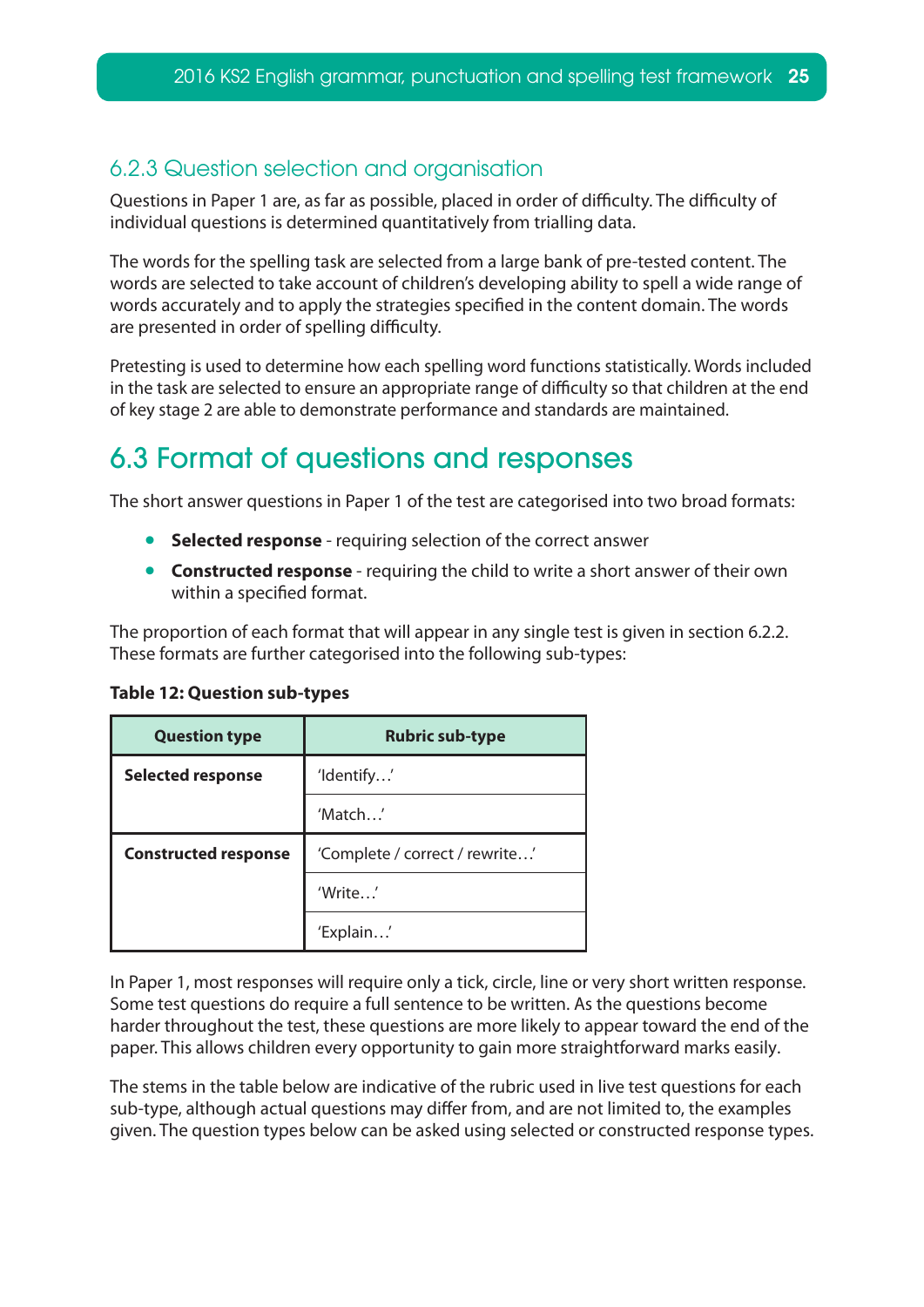### 6.2.3 Question selection and organisation

Questions in Paper 1 are, as far as possible, placed in order of difficulty. The difficulty of individual questions is determined quantitatively from trialling data.

The words for the spelling task are selected from a large bank of pre-tested content. The words are selected to take account of children's developing ability to spell a wide range of words accurately and to apply the strategies specified in the content domain. The words are presented in order of spelling difficulty.

Pretesting is used to determine how each spelling word functions statistically. Words included in the task are selected to ensure an appropriate range of difficulty so that children at the end of key stage 2 are able to demonstrate performance and standards are maintained.

## 6.3 Format of questions and responses

The short answer questions in Paper 1 of the test are categorised into two broad formats:

- **Selected response** - requiring selection of the correct answer
- **Constructed response** - requiring the child to write a short answer of their own within a specified format.

The proportion of each format that will appear in any single test is given in section 6.2.2. These formats are further categorised into the following sub-types:

**Table 12: Question sub-types**

| Question type | Rubric sub-type |
|---|---|
| **Selected response** | 'Identify…' |
| | 'Match…' |
| **Constructed response** | 'Complete / correct / rewrite…' |
| | 'Write…' |
| | 'Explain…' |

In Paper 1, most responses will require only a tick, circle, line or very short written response. Some test questions do require a full sentence to be written. As the questions become harder throughout the test, these questions are more likely to appear toward the end of the paper. This allows children every opportunity to gain more straightforward marks easily.

The stems in the table below are indicative of the rubric used in live test questions for each sub-type, although actual questions may differ from, and are not limited to, the examples given. The question types below can be asked using selected or constructed response types.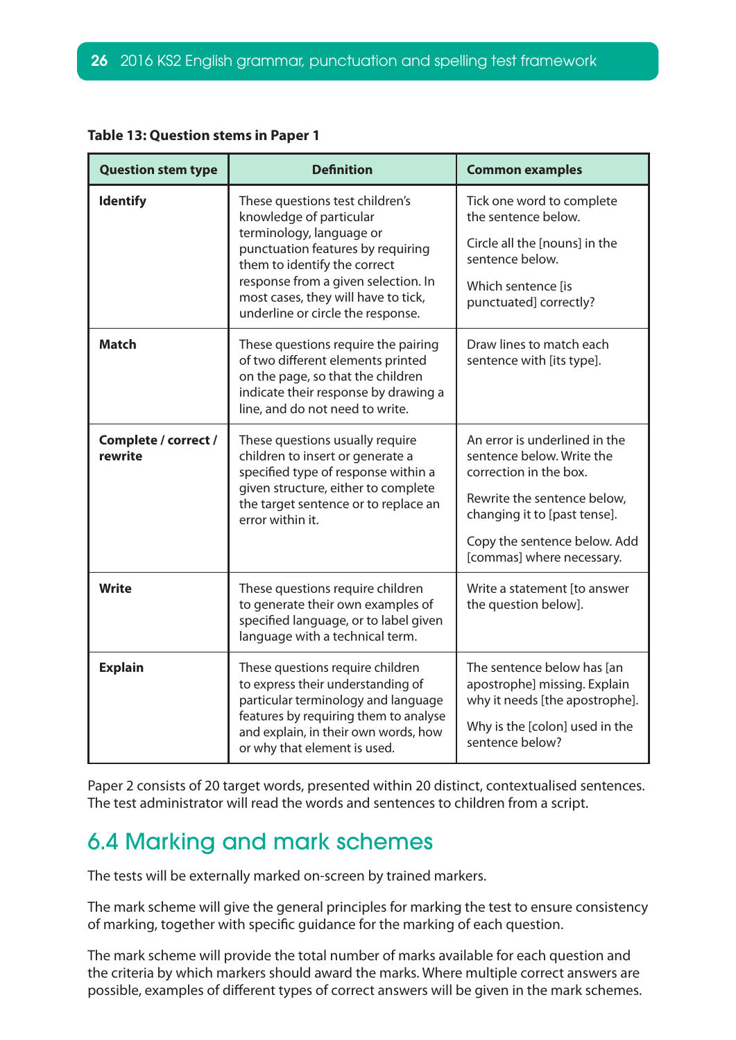**Table 13: Question stems in Paper 1**

| Question stem type | Definition | Common examples |
|---|---|---|
| **Identify** | These questions test children's knowledge of particular terminology, language or punctuation features by requiring them to identify the correct response from a given selection. In most cases, they will have to tick, underline or circle the response. | Tick one word to complete the sentence below.<br><br>Circle all the [nouns] in the sentence below.<br><br>Which sentence [is punctuated] correctly? |
| **Match** | These questions require the pairing of two different elements printed on the page, so that the children indicate their response by drawing a line, and do not need to write. | Draw lines to match each sentence with [its type]. |
| **Complete / correct / rewrite** | These questions usually require children to insert or generate a specified type of response within a given structure, either to complete the target sentence or to replace an error within it. | An error is underlined in the sentence below. Write the correction in the box.<br><br>Rewrite the sentence below, changing it to [past tense].<br><br>Copy the sentence below. Add [commas] where necessary. |
| **Write** | These questions require children to generate their own examples of specified language, or to label given language with a technical term. | Write a statement [to answer the question below]. |
| **Explain** | These questions require children to express their understanding of particular terminology and language features by requiring them to analyse and explain, in their own words, how or why that element is used. | The sentence below has [an apostrophe] missing. Explain why it needs [the apostrophe].<br><br>Why is the [colon] used in the sentence below? |

Paper 2 consists of 20 target words, presented within 20 distinct, contextualised sentences. The test administrator will read the words and sentences to children from a script.

## 6.4 Marking and mark schemes

The tests will be externally marked on-screen by trained markers.

The mark scheme will give the general principles for marking the test to ensure consistency of marking, together with specific guidance for the marking of each question.

The mark scheme will provide the total number of marks available for each question and the criteria by which markers should award the marks. Where multiple correct answers are possible, examples of different types of correct answers will be given in the mark schemes.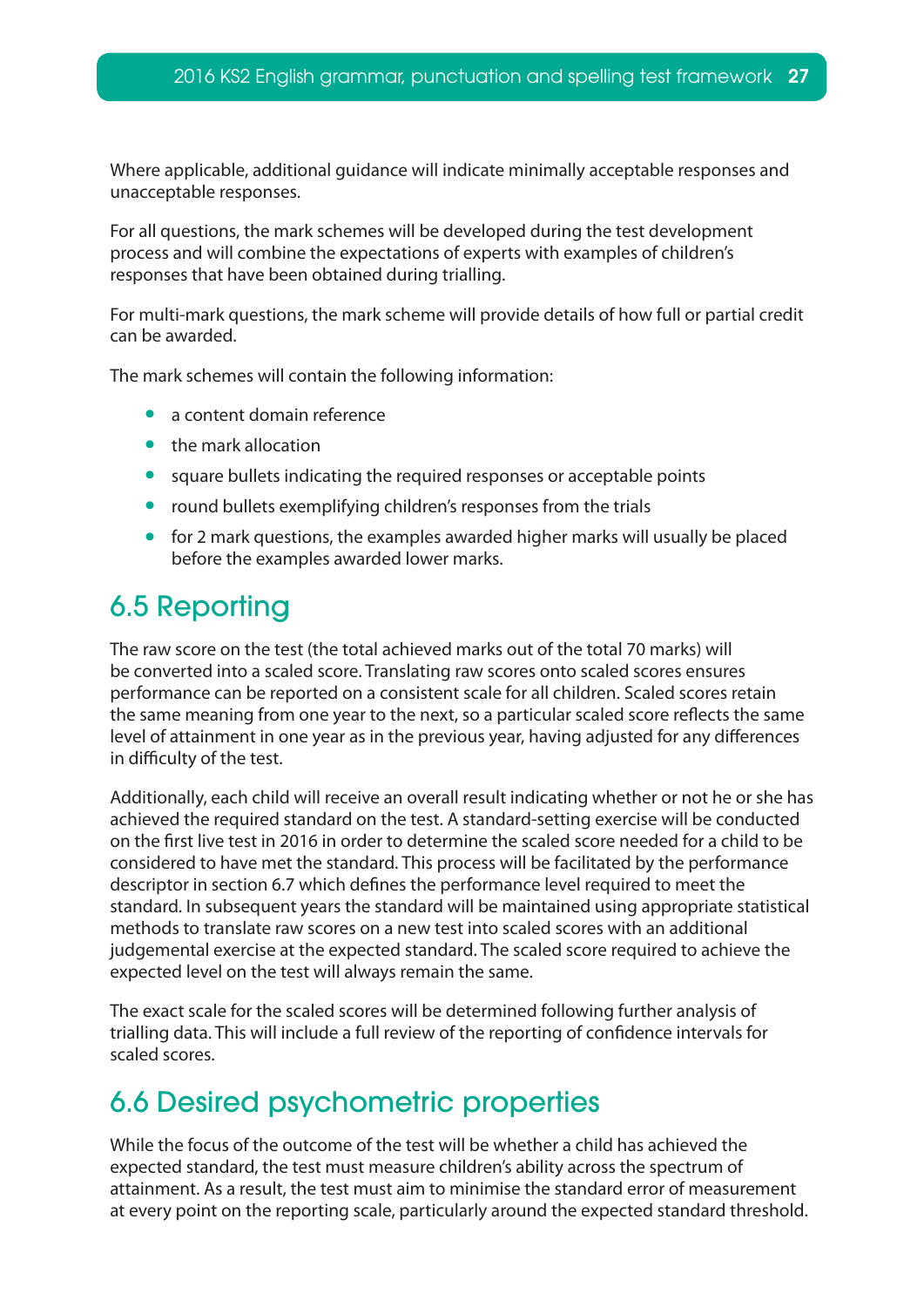Where applicable, additional guidance will indicate minimally acceptable responses and unacceptable responses.

For all questions, the mark schemes will be developed during the test development process and will combine the expectations of experts with examples of children's responses that have been obtained during trialling.

For multi-mark questions, the mark scheme will provide details of how full or partial credit can be awarded.

The mark schemes will contain the following information:

- a content domain reference
- the mark allocation
- square bullets indicating the required responses or acceptable points
- round bullets exemplifying children's responses from the trials
- for 2 mark questions, the examples awarded higher marks will usually be placed before the examples awarded lower marks.

## 6.5 Reporting

The raw score on the test (the total achieved marks out of the total 70 marks) will be converted into a scaled score. Translating raw scores onto scaled scores ensures performance can be reported on a consistent scale for all children. Scaled scores retain the same meaning from one year to the next, so a particular scaled score reflects the same level of attainment in one year as in the previous year, having adjusted for any differences in difficulty of the test.

Additionally, each child will receive an overall result indicating whether or not he or she has achieved the required standard on the test. A standard-setting exercise will be conducted on the first live test in 2016 in order to determine the scaled score needed for a child to be considered to have met the standard. This process will be facilitated by the performance descriptor in section 6.7 which defines the performance level required to meet the standard. In subsequent years the standard will be maintained using appropriate statistical methods to translate raw scores on a new test into scaled scores with an additional judgemental exercise at the expected standard. The scaled score required to achieve the expected level on the test will always remain the same.

The exact scale for the scaled scores will be determined following further analysis of trialling data. This will include a full review of the reporting of confidence intervals for scaled scores.

## 6.6 Desired psychometric properties

While the focus of the outcome of the test will be whether a child has achieved the expected standard, the test must measure children's ability across the spectrum of attainment. As a result, the test must aim to minimise the standard error of measurement at every point on the reporting scale, particularly around the expected standard threshold.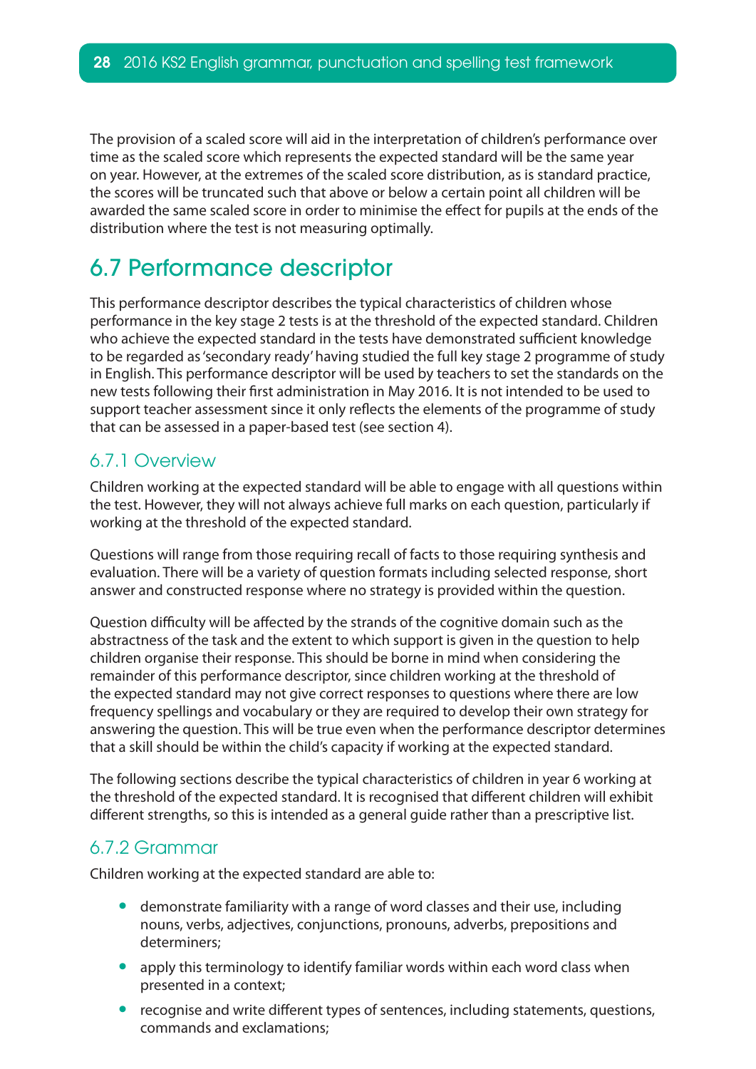The provision of a scaled score will aid in the interpretation of children's performance over time as the scaled score which represents the expected standard will be the same year on year. However, at the extremes of the scaled score distribution, as is standard practice, the scores will be truncated such that above or below a certain point all children will be awarded the same scaled score in order to minimise the effect for pupils at the ends of the distribution where the test is not measuring optimally.

## 6.7 Performance descriptor

This performance descriptor describes the typical characteristics of children whose performance in the key stage 2 tests is at the threshold of the expected standard. Children who achieve the expected standard in the tests have demonstrated sufficient knowledge to be regarded as 'secondary ready' having studied the full key stage 2 programme of study in English. This performance descriptor will be used by teachers to set the standards on the new tests following their first administration in May 2016. It is not intended to be used to support teacher assessment since it only reflects the elements of the programme of study that can be assessed in a paper-based test (see section 4).

### 6.7.1 Overview

Children working at the expected standard will be able to engage with all questions within the test. However, they will not always achieve full marks on each question, particularly if working at the threshold of the expected standard.

Questions will range from those requiring recall of facts to those requiring synthesis and evaluation. There will be a variety of question formats including selected response, short answer and constructed response where no strategy is provided within the question.

Question difficulty will be affected by the strands of the cognitive domain such as the abstractness of the task and the extent to which support is given in the question to help children organise their response. This should be borne in mind when considering the remainder of this performance descriptor, since children working at the threshold of the expected standard may not give correct responses to questions where there are low frequency spellings and vocabulary or they are required to develop their own strategy for answering the question. This will be true even when the performance descriptor determines that a skill should be within the child's capacity if working at the expected standard.

The following sections describe the typical characteristics of children in year 6 working at the threshold of the expected standard. It is recognised that different children will exhibit different strengths, so this is intended as a general guide rather than a prescriptive list.

### 6.7.2 Grammar

Children working at the expected standard are able to:

- demonstrate familiarity with a range of word classes and their use, including nouns, verbs, adjectives, conjunctions, pronouns, adverbs, prepositions and determiners;
- apply this terminology to identify familiar words within each word class when presented in a context;
- recognise and write different types of sentences, including statements, questions, commands and exclamations;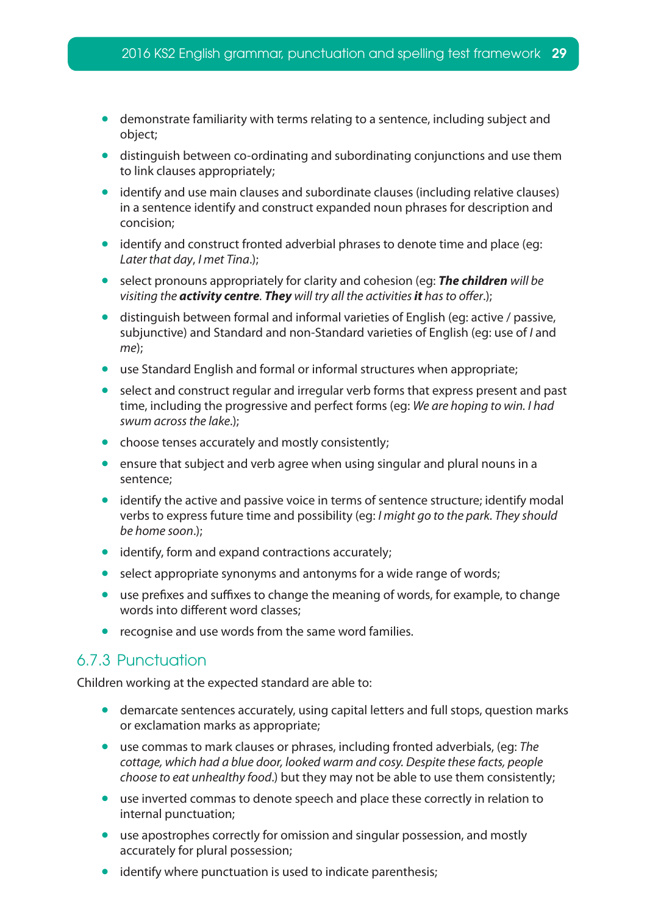- demonstrate familiarity with terms relating to a sentence, including subject and object;
- distinguish between co-ordinating and subordinating conjunctions and use them to link clauses appropriately;
- identify and use main clauses and subordinate clauses (including relative clauses) in a sentence identify and construct expanded noun phrases for description and concision;
- identify and construct fronted adverbial phrases to denote time and place (eg: *Later that day*, *I met Tina*.);
- select pronouns appropriately for clarity and cohesion (eg: ***The children*** *will be visiting the* ***activity centre****.* ***They*** *will try all the activities* ***it*** *has to offer*.);
- distinguish between formal and informal varieties of English (eg: active / passive, subjunctive) and Standard and non-Standard varieties of English (eg: use of *I* and *me*);
- use Standard English and formal or informal structures when appropriate;
- select and construct regular and irregular verb forms that express present and past time, including the progressive and perfect forms (eg: *We are hoping to win. I had swum across the lake*.);
- choose tenses accurately and mostly consistently;
- ensure that subject and verb agree when using singular and plural nouns in a sentence;
- identify the active and passive voice in terms of sentence structure; identify modal verbs to express future time and possibility (eg: *I might go to the park. They should be home soon*.);
- identify, form and expand contractions accurately;
- select appropriate synonyms and antonyms for a wide range of words;
- use prefixes and suffixes to change the meaning of words, for example, to change words into different word classes;
- recognise and use words from the same word families.

### 6.7.3 Punctuation

Children working at the expected standard are able to:

- demarcate sentences accurately, using capital letters and full stops, question marks or exclamation marks as appropriate;
- use commas to mark clauses or phrases, including fronted adverbials, (eg: *The cottage, which had a blue door, looked warm and cosy. Despite these facts, people choose to eat unhealthy food*.) but they may not be able to use them consistently;
- use inverted commas to denote speech and place these correctly in relation to internal punctuation;
- use apostrophes correctly for omission and singular possession, and mostly accurately for plural possession;
- identify where punctuation is used to indicate parenthesis;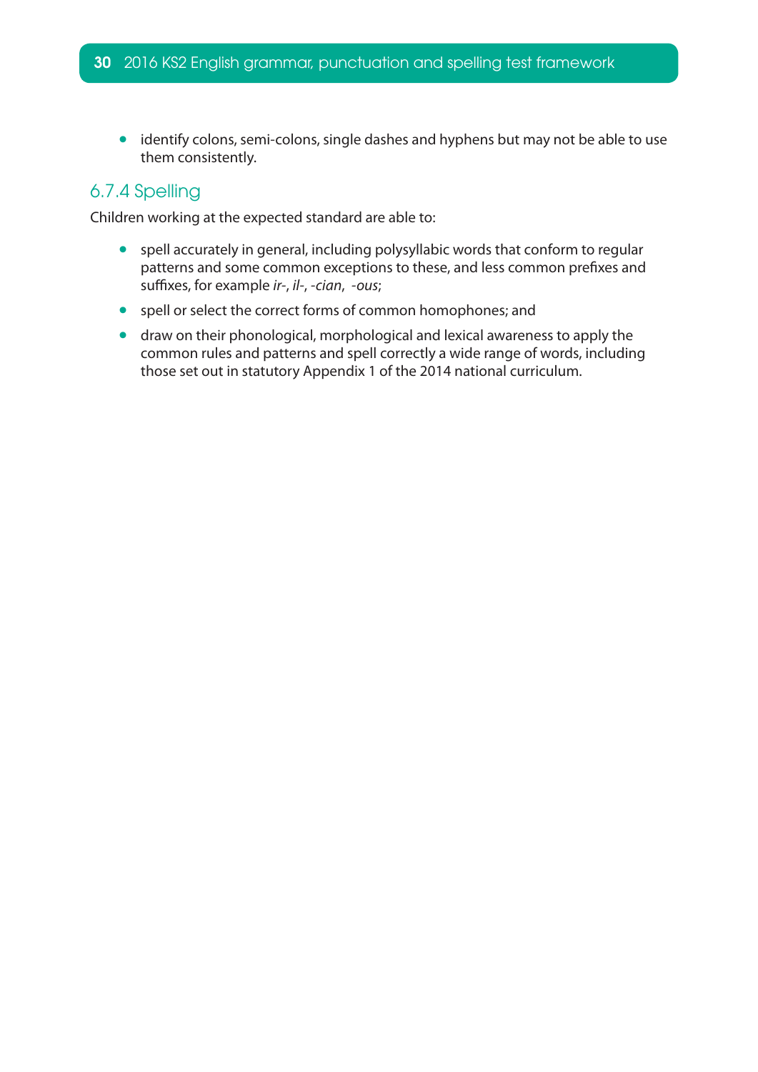- identify colons, semi-colons, single dashes and hyphens but may not be able to use them consistently.

### 6.7.4 Spelling

Children working at the expected standard are able to:

- spell accurately in general, including polysyllabic words that conform to regular patterns and some common exceptions to these, and less common prefixes and suffixes, for example *ir-*, *il-*, *-cian*, *-ous*;
- spell or select the correct forms of common homophones; and
- draw on their phonological, morphological and lexical awareness to apply the common rules and patterns and spell correctly a wide range of words, including those set out in statutory Appendix 1 of the 2014 national curriculum.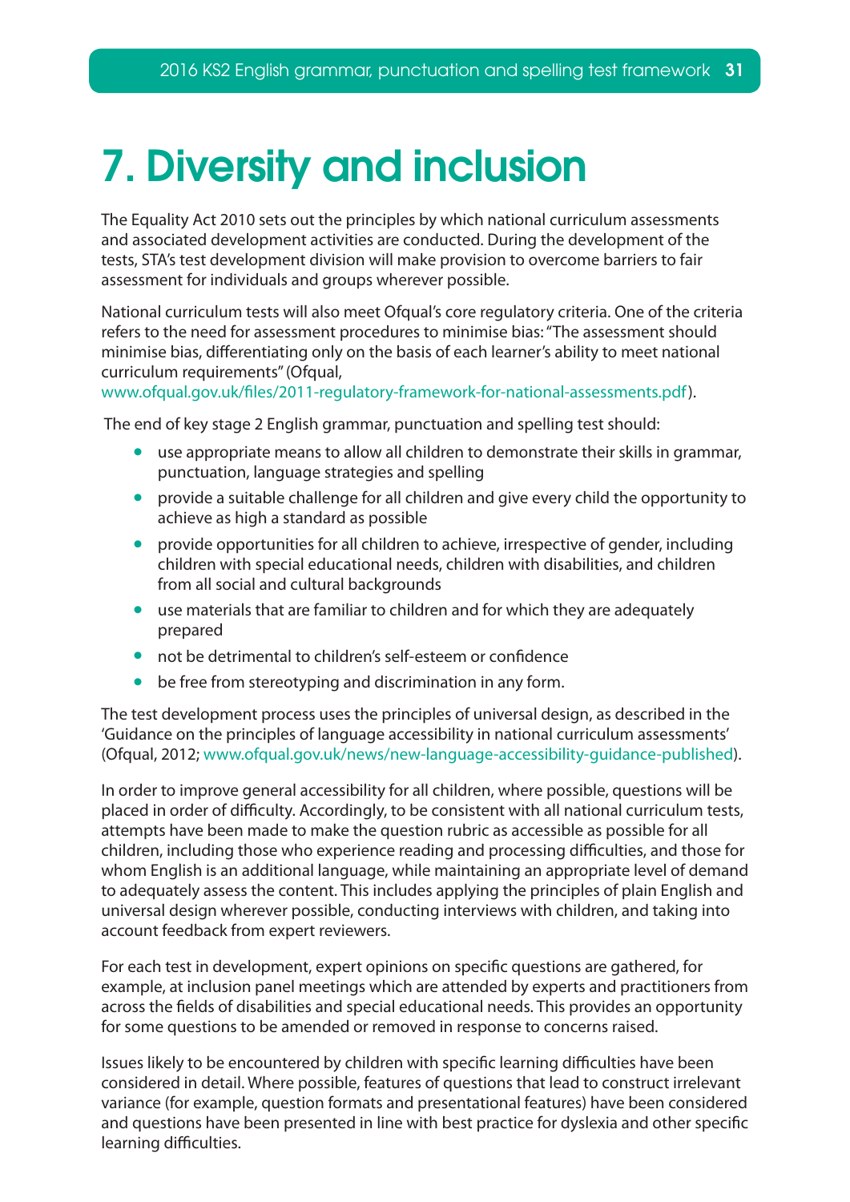# 7. Diversity and inclusion

The Equality Act 2010 sets out the principles by which national curriculum assessments and associated development activities are conducted. During the development of the tests, STA's test development division will make provision to overcome barriers to fair assessment for individuals and groups wherever possible.

National curriculum tests will also meet Ofqual's core regulatory criteria. One of the criteria refers to the need for assessment procedures to minimise bias: "The assessment should minimise bias, differentiating only on the basis of each learner's ability to meet national curriculum requirements" (Ofqual, www.ofqual.gov.uk/files/2011-regulatory-framework-for-national-assessments.pdf).

The end of key stage 2 English grammar, punctuation and spelling test should:

- use appropriate means to allow all children to demonstrate their skills in grammar, punctuation, language strategies and spelling
- provide a suitable challenge for all children and give every child the opportunity to achieve as high a standard as possible
- provide opportunities for all children to achieve, irrespective of gender, including children with special educational needs, children with disabilities, and children from all social and cultural backgrounds
- use materials that are familiar to children and for which they are adequately prepared
- not be detrimental to children's self-esteem or confidence
- be free from stereotyping and discrimination in any form.

The test development process uses the principles of universal design, as described in the 'Guidance on the principles of language accessibility in national curriculum assessments' (Ofqual, 2012; www.ofqual.gov.uk/news/new-language-accessibility-guidance-published).

In order to improve general accessibility for all children, where possible, questions will be placed in order of difficulty. Accordingly, to be consistent with all national curriculum tests, attempts have been made to make the question rubric as accessible as possible for all children, including those who experience reading and processing difficulties, and those for whom English is an additional language, while maintaining an appropriate level of demand to adequately assess the content. This includes applying the principles of plain English and universal design wherever possible, conducting interviews with children, and taking into account feedback from expert reviewers.

For each test in development, expert opinions on specific questions are gathered, for example, at inclusion panel meetings which are attended by experts and practitioners from across the fields of disabilities and special educational needs. This provides an opportunity for some questions to be amended or removed in response to concerns raised.

Issues likely to be encountered by children with specific learning difficulties have been considered in detail. Where possible, features of questions that lead to construct irrelevant variance (for example, question formats and presentational features) have been considered and questions have been presented in line with best practice for dyslexia and other specific learning difficulties.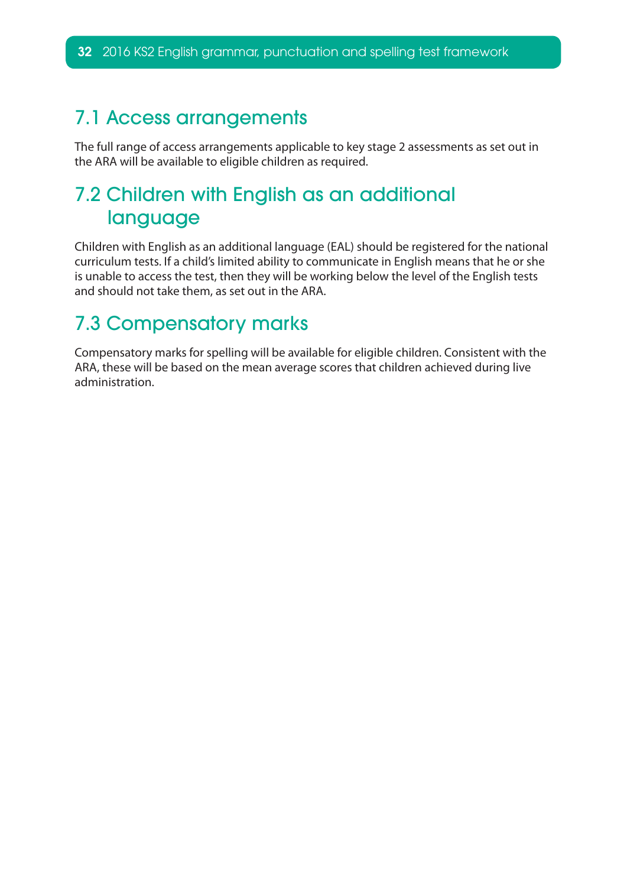## 7.1 Access arrangements

The full range of access arrangements applicable to key stage 2 assessments as set out in the ARA will be available to eligible children as required.

## 7.2 Children with English as an additional language

Children with English as an additional language (EAL) should be registered for the national curriculum tests. If a child's limited ability to communicate in English means that he or she is unable to access the test, then they will be working below the level of the English tests and should not take them, as set out in the ARA.

## 7.3 Compensatory marks

Compensatory marks for spelling will be available for eligible children. Consistent with the ARA, these will be based on the mean average scores that children achieved during live administration.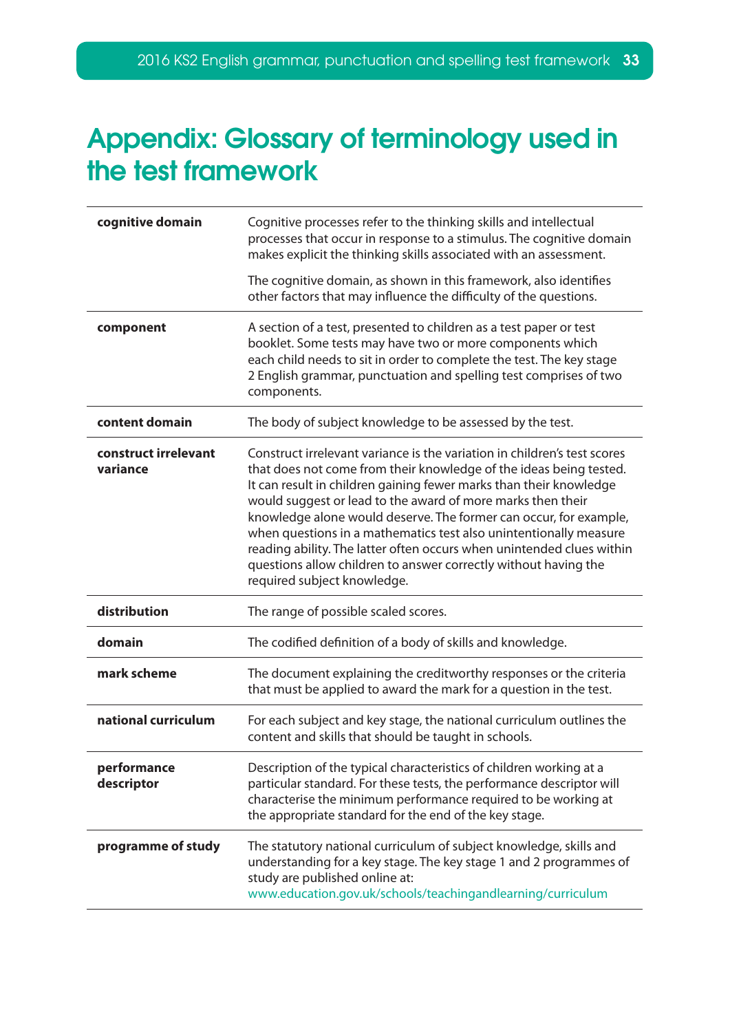# Appendix: Glossary of terminology used in the test framework

| | |
|---|---|
| **cognitive domain** | Cognitive processes refer to the thinking skills and intellectual processes that occur in response to a stimulus. The cognitive domain makes explicit the thinking skills associated with an assessment.<br><br>The cognitive domain, as shown in this framework, also identifies other factors that may influence the difficulty of the questions. |
| **component** | A section of a test, presented to children as a test paper or test booklet. Some tests may have two or more components which each child needs to sit in order to complete the test. The key stage 2 English grammar, punctuation and spelling test comprises of two components. |
| **content domain** | The body of subject knowledge to be assessed by the test. |
| **construct irrelevant variance** | Construct irrelevant variance is the variation in children's test scores that does not come from their knowledge of the ideas being tested. It can result in children gaining fewer marks than their knowledge would suggest or lead to the award of more marks then their knowledge alone would deserve. The former can occur, for example, when questions in a mathematics test also unintentionally measure reading ability. The latter often occurs when unintended clues within questions allow children to answer correctly without having the required subject knowledge. |
| **distribution** | The range of possible scaled scores. |
| **domain** | The codified definition of a body of skills and knowledge. |
| **mark scheme** | The document explaining the creditworthy responses or the criteria that must be applied to award the mark for a question in the test. |
| **national curriculum** | For each subject and key stage, the national curriculum outlines the content and skills that should be taught in schools. |
| **performance descriptor** | Description of the typical characteristics of children working at a particular standard. For these tests, the performance descriptor will characterise the minimum performance required to be working at the appropriate standard for the end of the key stage. |
| **programme of study** | The statutory national curriculum of subject knowledge, skills and understanding for a key stage. The key stage 1 and 2 programmes of study are published online at: www.education.gov.uk/schools/teachingandlearning/curriculum |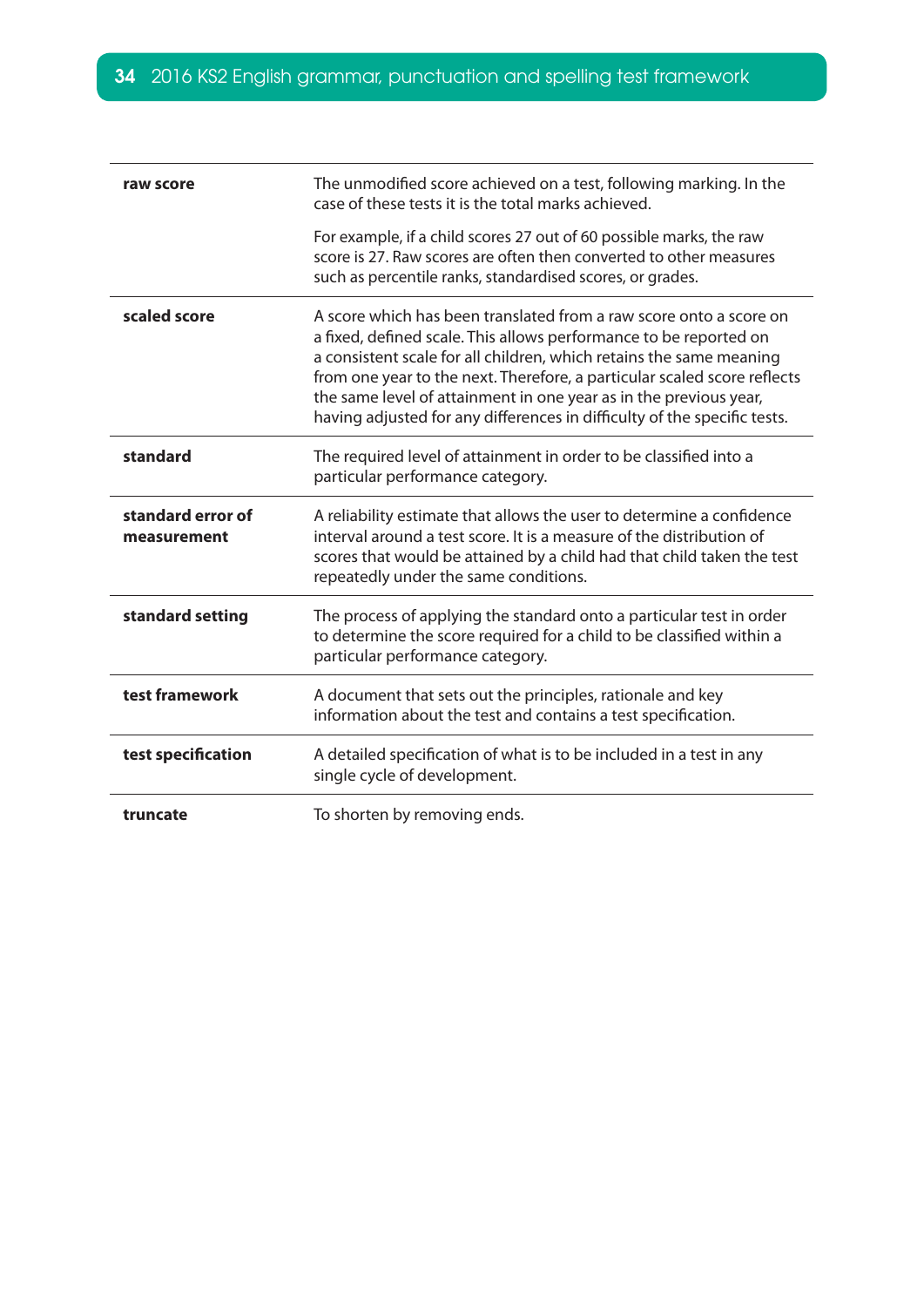| | |
|---|---|
| **raw score** | The unmodified score achieved on a test, following marking. In the case of these tests it is the total marks achieved.<br><br>For example, if a child scores 27 out of 60 possible marks, the raw score is 27. Raw scores are often then converted to other measures such as percentile ranks, standardised scores, or grades. |
| **scaled score** | A score which has been translated from a raw score onto a score on a fixed, defined scale. This allows performance to be reported on a consistent scale for all children, which retains the same meaning from one year to the next. Therefore, a particular scaled score reflects the same level of attainment in one year as in the previous year, having adjusted for any differences in difficulty of the specific tests. |
| **standard** | The required level of attainment in order to be classified into a particular performance category. |
| **standard error of measurement** | A reliability estimate that allows the user to determine a confidence interval around a test score. It is a measure of the distribution of scores that would be attained by a child had that child taken the test repeatedly under the same conditions. |
| **standard setting** | The process of applying the standard onto a particular test in order to determine the score required for a child to be classified within a particular performance category. |
| **test framework** | A document that sets out the principles, rationale and key information about the test and contains a test specification. |
| **test specification** | A detailed specification of what is to be included in a test in any single cycle of development. |
| **truncate** | To shorten by removing ends. |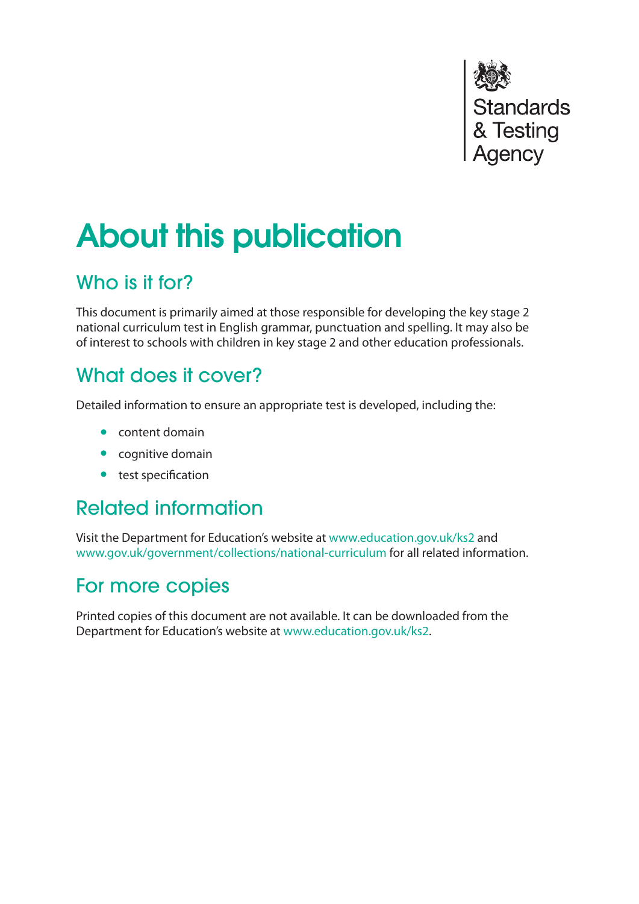Standards & Testing Agency

# About this publication

## Who is it for?

This document is primarily aimed at those responsible for developing the key stage 2 national curriculum test in English grammar, punctuation and spelling. It may also be of interest to schools with children in key stage 2 and other education professionals.

## What does it cover?

Detailed information to ensure an appropriate test is developed, including the:

- content domain
- cognitive domain
- test specification

## Related information

Visit the Department for Education's website at www.education.gov.uk/ks2 and www.gov.uk/government/collections/national-curriculum for all related information.

## For more copies

Printed copies of this document are not available. It can be downloaded from the Department for Education's website at www.education.gov.uk/ks2.